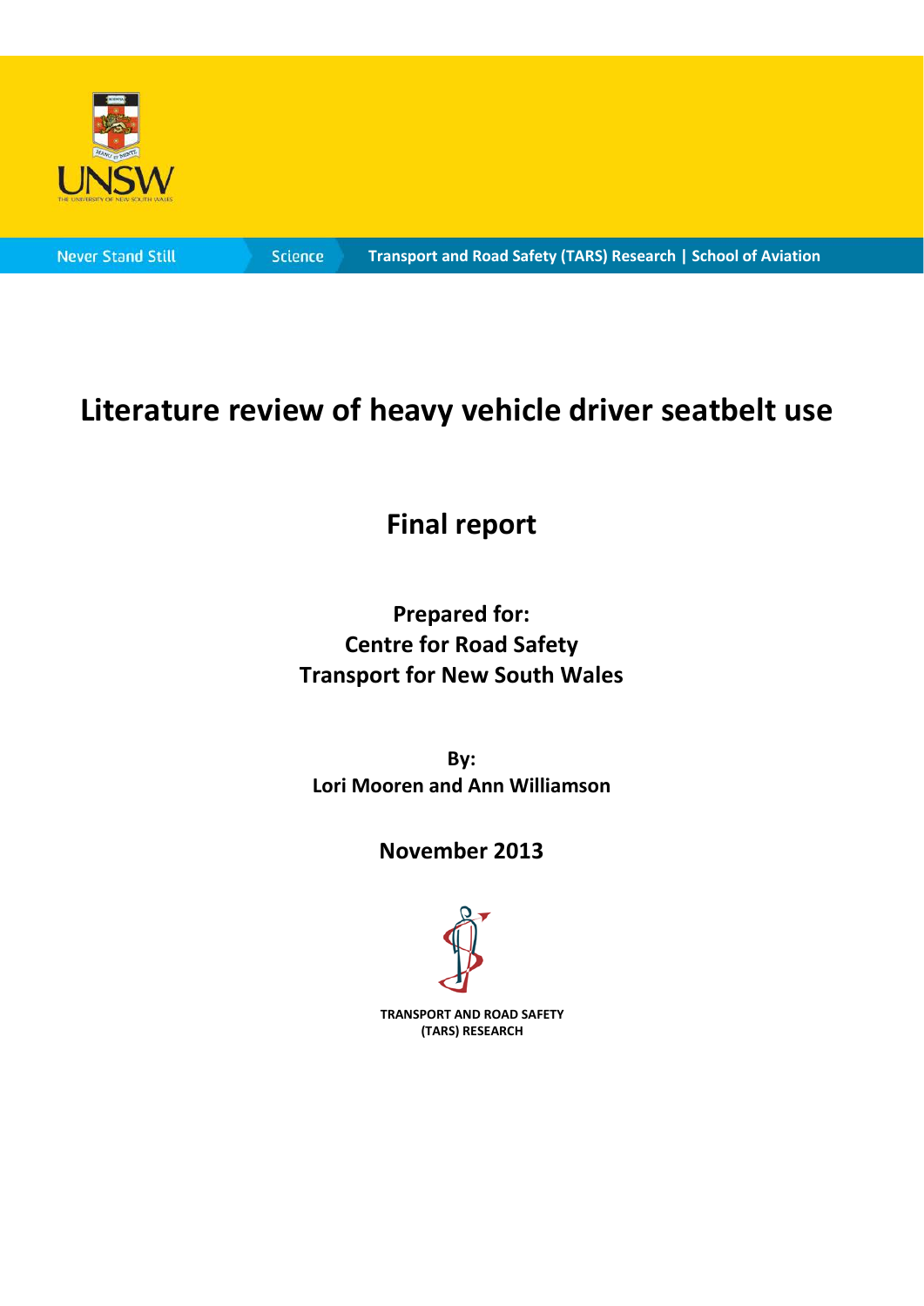UNSW

THE UNIVERSITY OF NEW SOUTH WALES

Never Stand Still | Science | Transport and Road Safety (TARS) Research | School of Aviation

# Literature review of heavy vehicle driver seatbelt use

## Final report

**Prepared for:**
**Centre for Road Safety**
**Transport for New South Wales**

**By:**
**Lori Mooren and Ann Williamson**

**November 2013**

TRANSPORT AND ROAD SAFETY (TARS) RESEARCH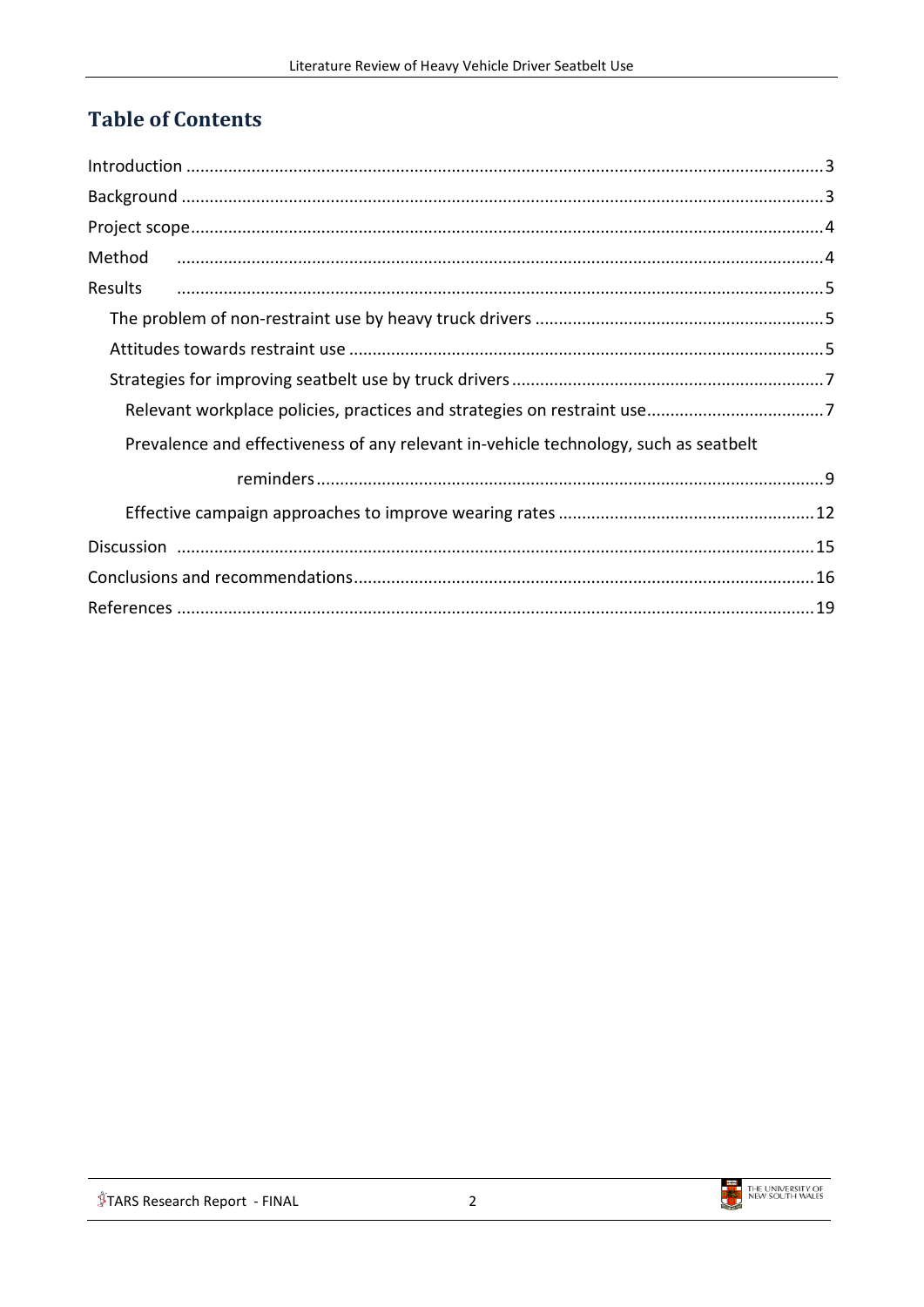## Table of Contents

Introduction ........................................................................ 3

Background ........................................................................ 3

Project scope ........................................................................ 4

Method ........................................................................ 4

Results ........................................................................ 5

- The problem of non-restraint use by heavy truck drivers ........................................................................ 5
- Attitudes towards restraint use ........................................................................ 5
- Strategies for improving seatbelt use by truck drivers ........................................................................ 7
  - Relevant workplace policies, practices and strategies on restraint use ........................................................................ 7
  - Prevalence and effectiveness of any relevant in-vehicle technology, such as seatbelt reminders ........................................................................ 9
  - Effective campaign approaches to improve wearing rates ........................................................................ 12

Discussion ........................................................................ 15

Conclusions and recommendations ........................................................................ 16

References ........................................................................ 19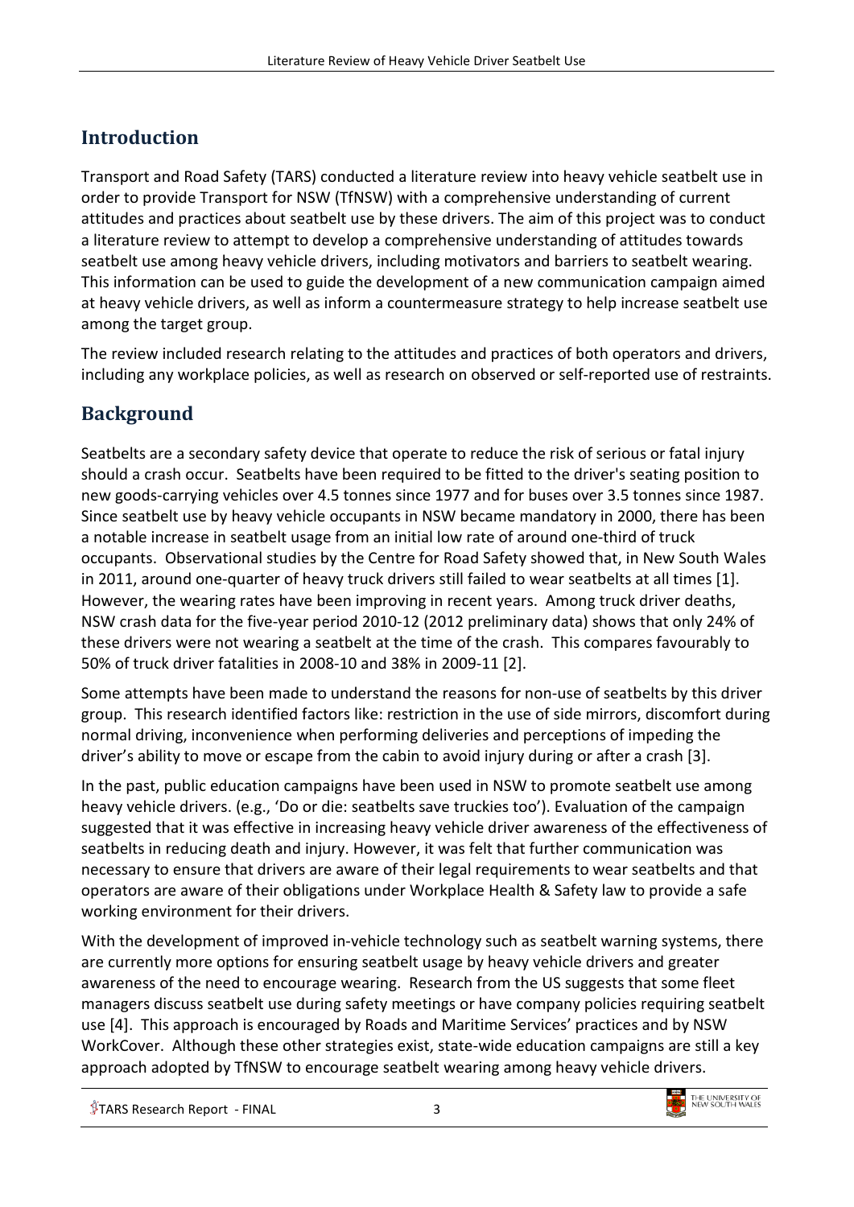## Introduction

Transport and Road Safety (TARS) conducted a literature review into heavy vehicle seatbelt use in order to provide Transport for NSW (TfNSW) with a comprehensive understanding of current attitudes and practices about seatbelt use by these drivers. The aim of this project was to conduct a literature review to attempt to develop a comprehensive understanding of attitudes towards seatbelt use among heavy vehicle drivers, including motivators and barriers to seatbelt wearing. This information can be used to guide the development of a new communication campaign aimed at heavy vehicle drivers, as well as inform a countermeasure strategy to help increase seatbelt use among the target group.

The review included research relating to the attitudes and practices of both operators and drivers, including any workplace policies, as well as research on observed or self-reported use of restraints.

## Background

Seatbelts are a secondary safety device that operate to reduce the risk of serious or fatal injury should a crash occur. Seatbelts have been required to be fitted to the driver's seating position to new goods-carrying vehicles over 4.5 tonnes since 1977 and for buses over 3.5 tonnes since 1987. Since seatbelt use by heavy vehicle occupants in NSW became mandatory in 2000, there has been a notable increase in seatbelt usage from an initial low rate of around one-third of truck occupants. Observational studies by the Centre for Road Safety showed that, in New South Wales in 2011, around one-quarter of heavy truck drivers still failed to wear seatbelts at all times [1]. However, the wearing rates have been improving in recent years. Among truck driver deaths, NSW crash data for the five-year period 2010-12 (2012 preliminary data) shows that only 24% of these drivers were not wearing a seatbelt at the time of the crash. This compares favourably to 50% of truck driver fatalities in 2008-10 and 38% in 2009-11 [2].

Some attempts have been made to understand the reasons for non-use of seatbelts by this driver group. This research identified factors like: restriction in the use of side mirrors, discomfort during normal driving, inconvenience when performing deliveries and perceptions of impeding the driver's ability to move or escape from the cabin to avoid injury during or after a crash [3].

In the past, public education campaigns have been used in NSW to promote seatbelt use among heavy vehicle drivers. (e.g., 'Do or die: seatbelts save truckies too'). Evaluation of the campaign suggested that it was effective in increasing heavy vehicle driver awareness of the effectiveness of seatbelts in reducing death and injury. However, it was felt that further communication was necessary to ensure that drivers are aware of their legal requirements to wear seatbelts and that operators are aware of their obligations under Workplace Health & Safety law to provide a safe working environment for their drivers.

With the development of improved in-vehicle technology such as seatbelt warning systems, there are currently more options for ensuring seatbelt usage by heavy vehicle drivers and greater awareness of the need to encourage wearing. Research from the US suggests that some fleet managers discuss seatbelt use during safety meetings or have company policies requiring seatbelt use [4]. This approach is encouraged by Roads and Maritime Services' practices and by NSW WorkCover. Although these other strategies exist, state-wide education campaigns are still a key approach adopted by TfNSW to encourage seatbelt wearing among heavy vehicle drivers.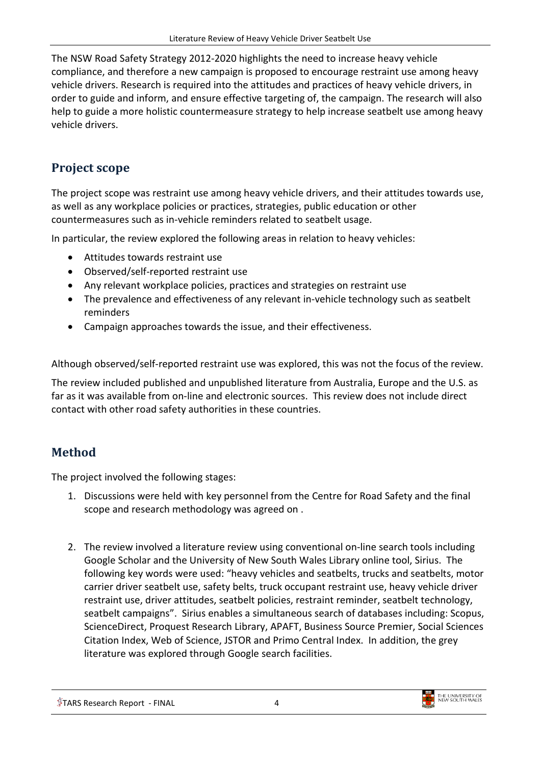The NSW Road Safety Strategy 2012-2020 highlights the need to increase heavy vehicle compliance, and therefore a new campaign is proposed to encourage restraint use among heavy vehicle drivers. Research is required into the attitudes and practices of heavy vehicle drivers, in order to guide and inform, and ensure effective targeting of, the campaign. The research will also help to guide a more holistic countermeasure strategy to help increase seatbelt use among heavy vehicle drivers.

## Project scope

The project scope was restraint use among heavy vehicle drivers, and their attitudes towards use, as well as any workplace policies or practices, strategies, public education or other countermeasures such as in-vehicle reminders related to seatbelt usage.

In particular, the review explored the following areas in relation to heavy vehicles:

- Attitudes towards restraint use
- Observed/self-reported restraint use
- Any relevant workplace policies, practices and strategies on restraint use
- The prevalence and effectiveness of any relevant in-vehicle technology such as seatbelt reminders
- Campaign approaches towards the issue, and their effectiveness.

Although observed/self-reported restraint use was explored, this was not the focus of the review.

The review included published and unpublished literature from Australia, Europe and the U.S. as far as it was available from on-line and electronic sources. This review does not include direct contact with other road safety authorities in these countries.

## Method

The project involved the following stages:

1. Discussions were held with key personnel from the Centre for Road Safety and the final scope and research methodology was agreed on .

2. The review involved a literature review using conventional on-line search tools including Google Scholar and the University of New South Wales Library online tool, Sirius. The following key words were used: "heavy vehicles and seatbelts, trucks and seatbelts, motor carrier driver seatbelt use, safety belts, truck occupant restraint use, heavy vehicle driver restraint use, driver attitudes, seatbelt policies, restraint reminder, seatbelt technology, seatbelt campaigns". Sirius enables a simultaneous search of databases including: Scopus, ScienceDirect, Proquest Research Library, APAFT, Business Source Premier, Social Sciences Citation Index, Web of Science, JSTOR and Primo Central Index. In addition, the grey literature was explored through Google search facilities.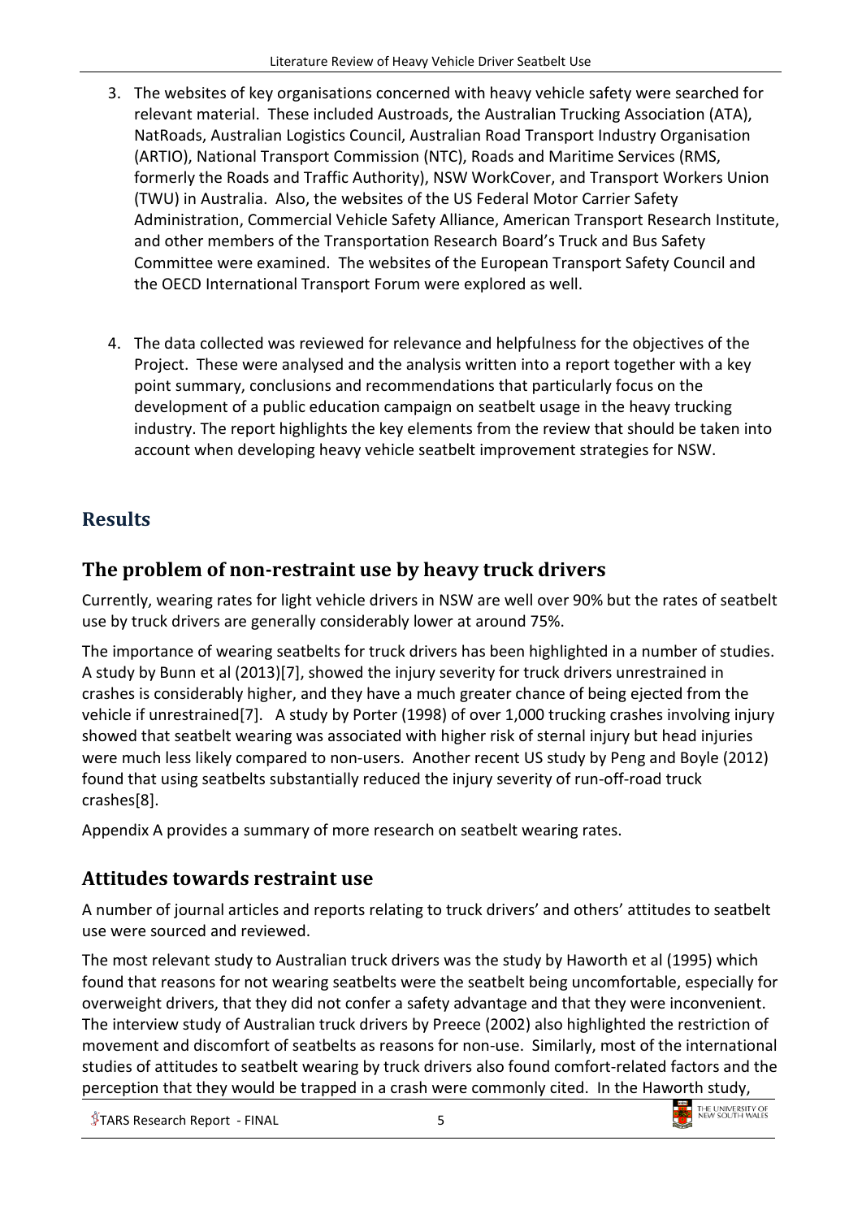3. The websites of key organisations concerned with heavy vehicle safety were searched for relevant material. These included Austroads, the Australian Trucking Association (ATA), NatRoads, Australian Logistics Council, Australian Road Transport Industry Organisation (ARTIO), National Transport Commission (NTC), Roads and Maritime Services (RMS, formerly the Roads and Traffic Authority), NSW WorkCover, and Transport Workers Union (TWU) in Australia. Also, the websites of the US Federal Motor Carrier Safety Administration, Commercial Vehicle Safety Alliance, American Transport Research Institute, and other members of the Transportation Research Board's Truck and Bus Safety Committee were examined. The websites of the European Transport Safety Council and the OECD International Transport Forum were explored as well.

4. The data collected was reviewed for relevance and helpfulness for the objectives of the Project. These were analysed and the analysis written into a report together with a key point summary, conclusions and recommendations that particularly focus on the development of a public education campaign on seatbelt usage in the heavy trucking industry. The report highlights the key elements from the review that should be taken into account when developing heavy vehicle seatbelt improvement strategies for NSW.

# Results

## The problem of non-restraint use by heavy truck drivers

Currently, wearing rates for light vehicle drivers in NSW are well over 90% but the rates of seatbelt use by truck drivers are generally considerably lower at around 75%.

The importance of wearing seatbelts for truck drivers has been highlighted in a number of studies. A study by Bunn et al (2013)[7], showed the injury severity for truck drivers unrestrained in crashes is considerably higher, and they have a much greater chance of being ejected from the vehicle if unrestrained[7]. A study by Porter (1998) of over 1,000 trucking crashes involving injury showed that seatbelt wearing was associated with higher risk of sternal injury but head injuries were much less likely compared to non-users. Another recent US study by Peng and Boyle (2012) found that using seatbelts substantially reduced the injury severity of run-off-road truck crashes[8].

Appendix A provides a summary of more research on seatbelt wearing rates.

## Attitudes towards restraint use

A number of journal articles and reports relating to truck drivers' and others' attitudes to seatbelt use were sourced and reviewed.

The most relevant study to Australian truck drivers was the study by Haworth et al (1995) which found that reasons for not wearing seatbelts were the seatbelt being uncomfortable, especially for overweight drivers, that they did not confer a safety advantage and that they were inconvenient. The interview study of Australian truck drivers by Preece (2002) also highlighted the restriction of movement and discomfort of seatbelts as reasons for non-use. Similarly, most of the international studies of attitudes to seatbelt wearing by truck drivers also found comfort-related factors and the perception that they would be trapped in a crash were commonly cited. In the Haworth study,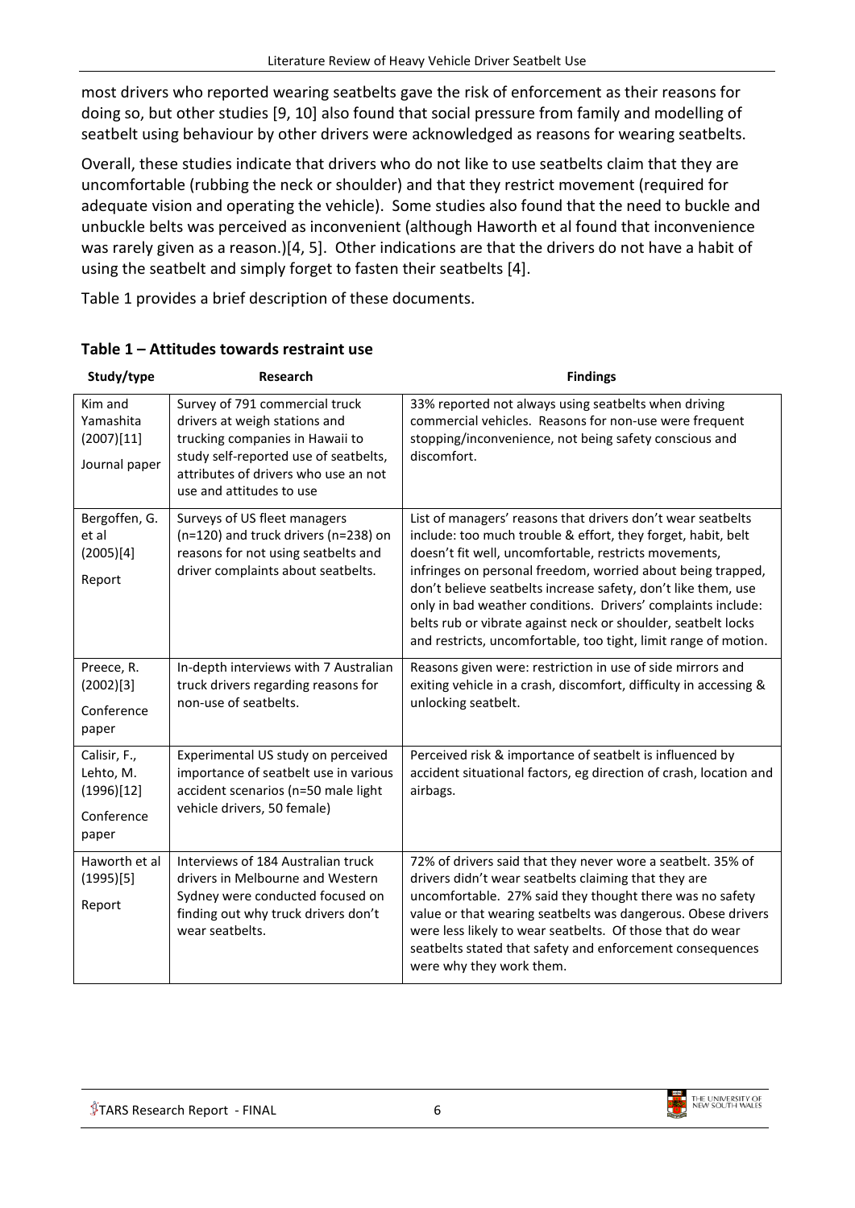most drivers who reported wearing seatbelts gave the risk of enforcement as their reasons for doing so, but other studies [9, 10] also found that social pressure from family and modelling of seatbelt using behaviour by other drivers were acknowledged as reasons for wearing seatbelts.

Overall, these studies indicate that drivers who do not like to use seatbelts claim that they are uncomfortable (rubbing the neck or shoulder) and that they restrict movement (required for adequate vision and operating the vehicle). Some studies also found that the need to buckle and unbuckle belts was perceived as inconvenient (although Haworth et al found that inconvenience was rarely given as a reason.)[4, 5]. Other indications are that the drivers do not have a habit of using the seatbelt and simply forget to fasten their seatbelts [4].

Table 1 provides a brief description of these documents.

**Table 1 – Attitudes towards restraint use**

| Study/type | Research | Findings |
|---|---|---|
| Kim and Yamashita (2007)[11] Journal paper | Survey of 791 commercial truck drivers at weigh stations and trucking companies in Hawaii to study self-reported use of seatbelts, attributes of drivers who use an not use and attitudes to use | 33% reported not always using seatbelts when driving commercial vehicles. Reasons for non-use were frequent stopping/inconvenience, not being safety conscious and discomfort. |
| Bergoffen, G. et al (2005)[4] Report | Surveys of US fleet managers (n=120) and truck drivers (n=238) on reasons for not using seatbelts and driver complaints about seatbelts. | List of managers' reasons that drivers don't wear seatbelts include: too much trouble & effort, they forget, habit, belt doesn't fit well, uncomfortable, restricts movements, infringes on personal freedom, worried about being trapped, don't believe seatbelts increase safety, don't like them, use only in bad weather conditions. Drivers' complaints include: belts rub or vibrate against neck or shoulder, seatbelt locks and restricts, uncomfortable, too tight, limit range of motion. |
| Preece, R. (2002)[3] Conference paper | In-depth interviews with 7 Australian truck drivers regarding reasons for non-use of seatbelts. | Reasons given were: restriction in use of side mirrors and exiting vehicle in a crash, discomfort, difficulty in accessing & unlocking seatbelt. |
| Calisir, F., Lehto, M. (1996)[12] Conference paper | Experimental US study on perceived importance of seatbelt use in various accident scenarios (n=50 male light vehicle drivers, 50 female) | Perceived risk & importance of seatbelt is influenced by accident situational factors, eg direction of crash, location and airbags. |
| Haworth et al (1995)[5] Report | Interviews of 184 Australian truck drivers in Melbourne and Western Sydney were conducted focused on finding out why truck drivers don't wear seatbelts. | 72% of drivers said that they never wore a seatbelt. 35% of drivers didn't wear seatbelts claiming that they are uncomfortable. 27% said they thought there was no safety value or that wearing seatbelts was dangerous. Obese drivers were less likely to wear seatbelts. Of those that do wear seatbelts stated that safety and enforcement consequences were why they work them. |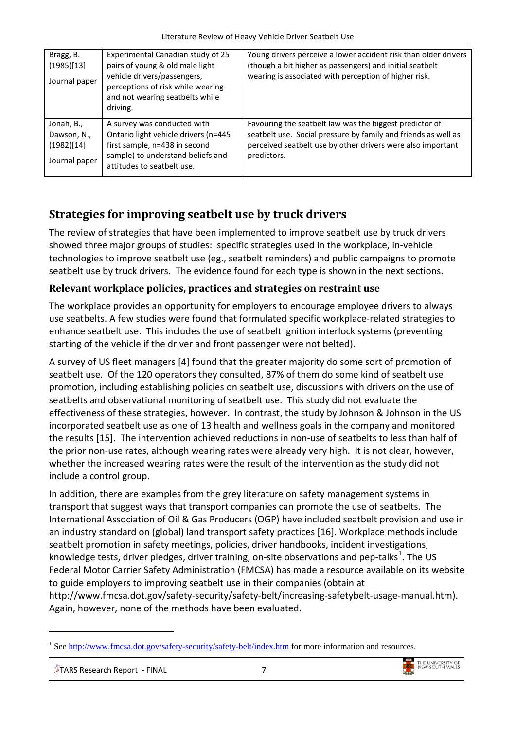| Bragg, B. (1985)[13] Journal paper | Experimental Canadian study of 25 pairs of young & old male light vehicle drivers/passengers, perceptions of risk while wearing and not wearing seatbelts while driving. | Young drivers perceive a lower accident risk than older drivers (though a bit higher as passengers) and initial seatbelt wearing is associated with perception of higher risk. |
|---|---|---|
| Jonah, B., Dawson, N., (1982)[14] Journal paper | A survey was conducted with Ontario light vehicle drivers (n=445 first sample, n=438 in second sample) to understand beliefs and attitudes to seatbelt use. | Favouring the seatbelt law was the biggest predictor of seatbelt use. Social pressure by family and friends as well as perceived seatbelt use by other drivers were also important predictors. |

## Strategies for improving seatbelt use by truck drivers

The review of strategies that have been implemented to improve seatbelt use by truck drivers showed three major groups of studies: specific strategies used in the workplace, in-vehicle technologies to improve seatbelt use (eg., seatbelt reminders) and public campaigns to promote seatbelt use by truck drivers. The evidence found for each type is shown in the next sections.

### Relevant workplace policies, practices and strategies on restraint use

The workplace provides an opportunity for employers to encourage employee drivers to always use seatbelts. A few studies were found that formulated specific workplace-related strategies to enhance seatbelt use. This includes the use of seatbelt ignition interlock systems (preventing starting of the vehicle if the driver and front passenger were not belted).

A survey of US fleet managers [4] found that the greater majority do some sort of promotion of seatbelt use. Of the 120 operators they consulted, 87% of them do some kind of seatbelt use promotion, including establishing policies on seatbelt use, discussions with drivers on the use of seatbelts and observational monitoring of seatbelt use. This study did not evaluate the effectiveness of these strategies, however. In contrast, the study by Johnson & Johnson in the US incorporated seatbelt use as one of 13 health and wellness goals in the company and monitored the results [15]. The intervention achieved reductions in non-use of seatbelts to less than half of the prior non-use rates, although wearing rates were already very high. It is not clear, however, whether the increased wearing rates were the result of the intervention as the study did not include a control group.

In addition, there are examples from the grey literature on safety management systems in transport that suggest ways that transport companies can promote the use of seatbelts. The International Association of Oil & Gas Producers (OGP) have included seatbelt provision and use in an industry standard on (global) land transport safety practices [16]. Workplace methods include seatbelt promotion in safety meetings, policies, driver handbooks, incident investigations, knowledge tests, driver pledges, driver training, on-site observations and pep-talks[1]. The US Federal Motor Carrier Safety Administration (FMCSA) has made a resource available on its website to guide employers to improving seatbelt use in their companies (obtain at http://www.fmcsa.dot.gov/safety-security/safety-belt/increasing-safetybelt-usage-manual.htm). Again, however, none of the methods have been evaluated.

[1] See http://www.fmcsa.dot.gov/safety-security/safety-belt/index.htm for more information and resources.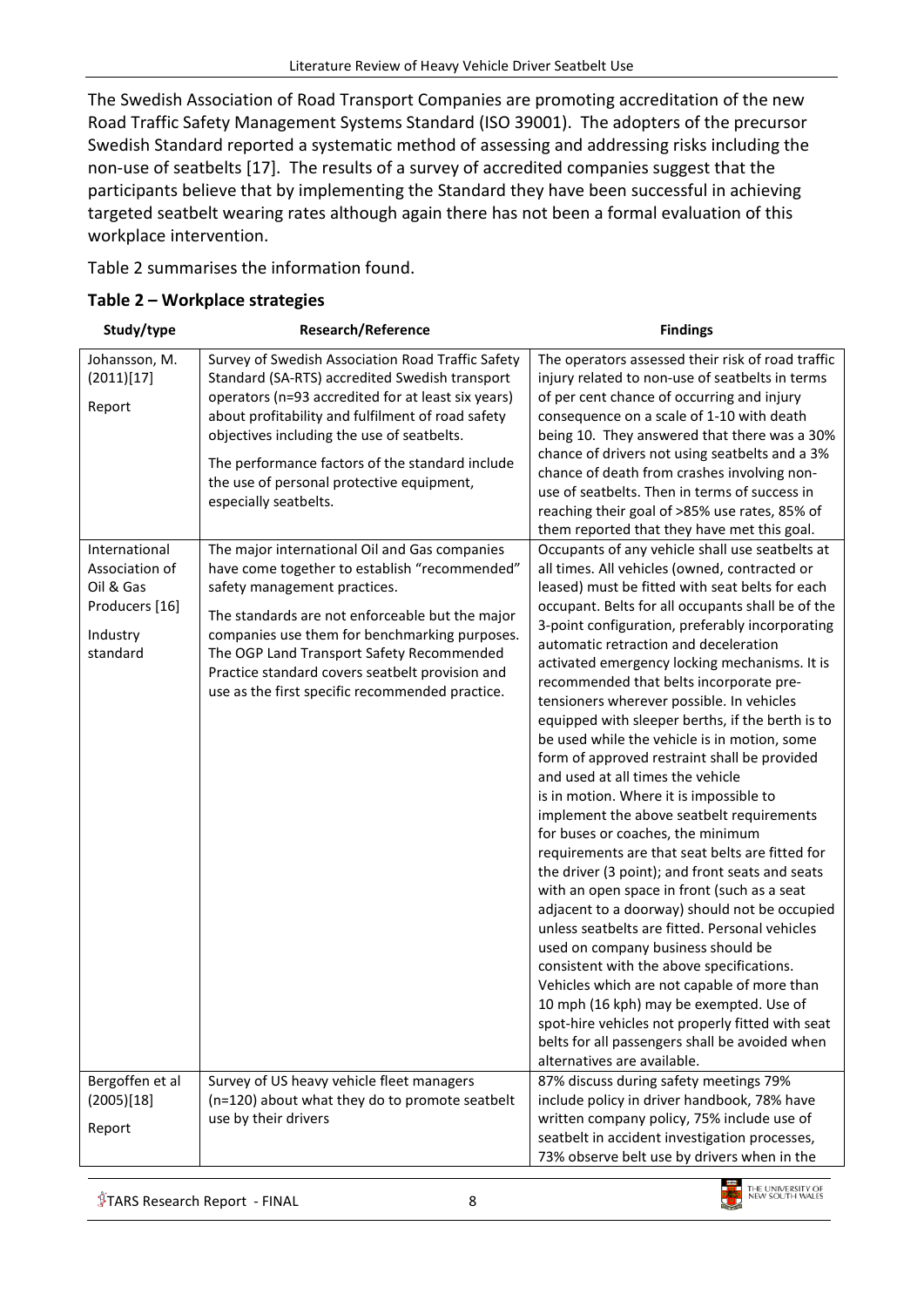The Swedish Association of Road Transport Companies are promoting accreditation of the new Road Traffic Safety Management Systems Standard (ISO 39001). The adopters of the precursor Swedish Standard reported a systematic method of assessing and addressing risks including the non-use of seatbelts [17]. The results of a survey of accredited companies suggest that the participants believe that by implementing the Standard they have been successful in achieving targeted seatbelt wearing rates although again there has not been a formal evaluation of this workplace intervention.

Table 2 summarises the information found.

**Table 2 – Workplace strategies**

| Study/type | Research/Reference | Findings |
|---|---|---|
| Johansson, M. (2011)[17]<br><br>Report | Survey of Swedish Association Road Traffic Safety Standard (SA-RTS) accredited Swedish transport operators (n=93 accredited for at least six years) about profitability and fulfilment of road safety objectives including the use of seatbelts.<br><br>The performance factors of the standard include the use of personal protective equipment, especially seatbelts. | The operators assessed their risk of road traffic injury related to non-use of seatbelts in terms of per cent chance of occurring and injury consequence on a scale of 1-10 with death being 10. They answered that there was a 30% chance of drivers not using seatbelts and a 3% chance of death from crashes involving non-use of seatbelts. Then in terms of success in reaching their goal of >85% use rates, 85% of them reported that they have met this goal. |
| International Association of Oil & Gas Producers [16]<br><br>Industry standard | The major international Oil and Gas companies have come together to establish "recommended" safety management practices.<br><br>The standards are not enforceable but the major companies use them for benchmarking purposes. The OGP Land Transport Safety Recommended Practice standard covers seatbelt provision and use as the first specific recommended practice. | Occupants of any vehicle shall use seatbelts at all times. All vehicles (owned, contracted or leased) must be fitted with seat belts for each occupant. Belts for all occupants shall be of the 3-point configuration, preferably incorporating automatic retraction and deceleration activated emergency locking mechanisms. It is recommended that belts incorporate pre-tensioners wherever possible. In vehicles equipped with sleeper berths, if the berth is to be used while the vehicle is in motion, some form of approved restraint shall be provided and used at all times the vehicle is in motion. Where it is impossible to implement the above seatbelt requirements for buses or coaches, the minimum requirements are that seat belts are fitted for the driver (3 point); and front seats and seats with an open space in front (such as a seat adjacent to a doorway) should not be occupied unless seatbelts are fitted. Personal vehicles used on company business should be consistent with the above specifications. Vehicles which are not capable of more than 10 mph (16 kph) may be exempted. Use of spot-hire vehicles not properly fitted with seat belts for all passengers shall be avoided when alternatives are available. |
| Bergoffen et al (2005)[18]<br><br>Report | Survey of US heavy vehicle fleet managers (n=120) about what they do to promote seatbelt use by their drivers | 87% discuss during safety meetings 79% include policy in driver handbook, 78% have written company policy, 75% include use of seatbelt in accident investigation processes, 73% observe belt use by drivers when in the |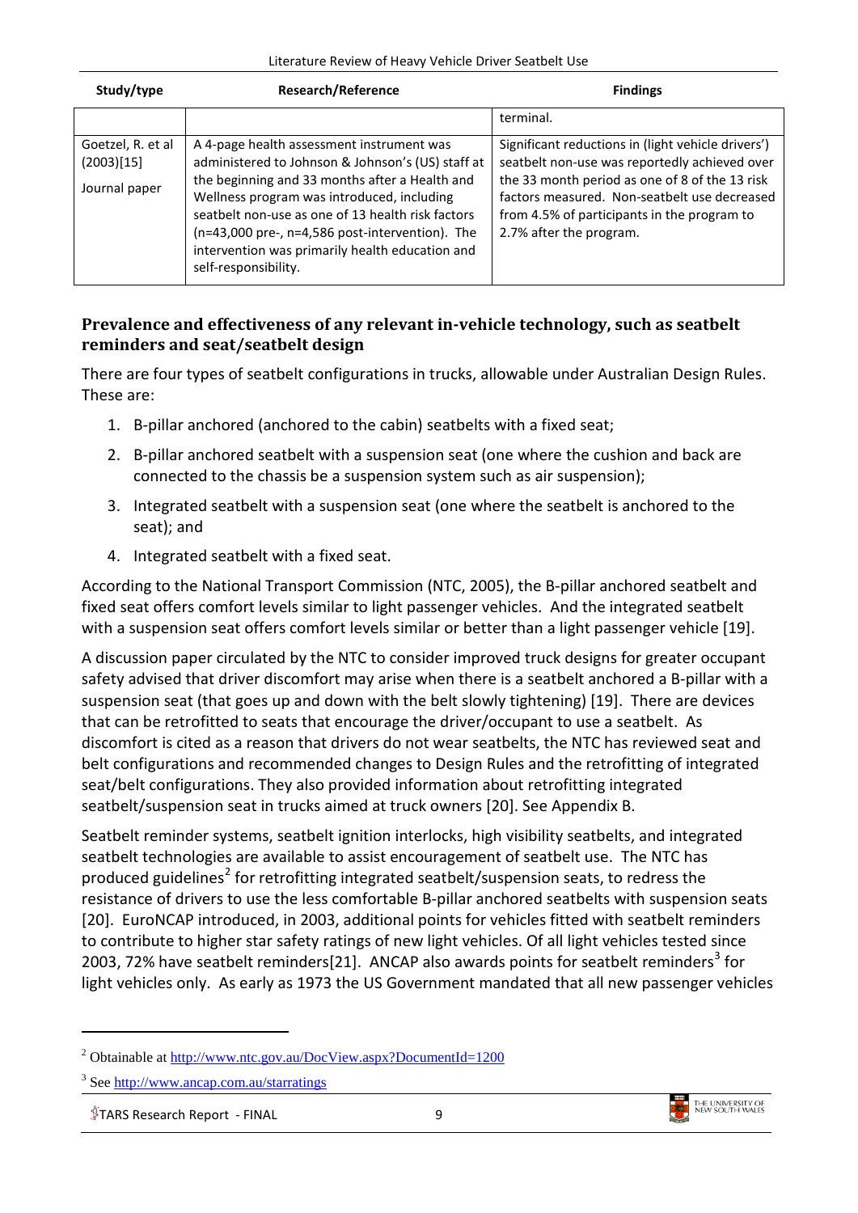| Study/type | Research/Reference | Findings |
|---|---|---|
| | | terminal. |
| Goetzel, R. et al (2003)[15] Journal paper | A 4-page health assessment instrument was administered to Johnson & Johnson's (US) staff at the beginning and 33 months after a Health and Wellness program was introduced, including seatbelt non-use as one of 13 health risk factors (n=43,000 pre-, n=4,586 post-intervention). The intervention was primarily health education and self-responsibility. | Significant reductions in (light vehicle drivers') seatbelt non-use was reportedly achieved over the 33 month period as one of 8 of the 13 risk factors measured. Non-seatbelt use decreased from 4.5% of participants in the program to 2.7% after the program. |

## Prevalence and effectiveness of any relevant in-vehicle technology, such as seatbelt reminders and seat/seatbelt design

There are four types of seatbelt configurations in trucks, allowable under Australian Design Rules. These are:

1. B-pillar anchored (anchored to the cabin) seatbelts with a fixed seat;
2. B-pillar anchored seatbelt with a suspension seat (one where the cushion and back are connected to the chassis be a suspension system such as air suspension);
3. Integrated seatbelt with a suspension seat (one where the seatbelt is anchored to the seat); and
4. Integrated seatbelt with a fixed seat.

According to the National Transport Commission (NTC, 2005), the B-pillar anchored seatbelt and fixed seat offers comfort levels similar to light passenger vehicles. And the integrated seatbelt with a suspension seat offers comfort levels similar or better than a light passenger vehicle [19].

A discussion paper circulated by the NTC to consider improved truck designs for greater occupant safety advised that driver discomfort may arise when there is a seatbelt anchored a B-pillar with a suspension seat (that goes up and down with the belt slowly tightening) [19]. There are devices that can be retrofitted to seats that encourage the driver/occupant to use a seatbelt. As discomfort is cited as a reason that drivers do not wear seatbelts, the NTC has reviewed seat and belt configurations and recommended changes to Design Rules and the retrofitting of integrated seat/belt configurations. They also provided information about retrofitting integrated seatbelt/suspension seat in trucks aimed at truck owners [20]. See Appendix B.

Seatbelt reminder systems, seatbelt ignition interlocks, high visibility seatbelts, and integrated seatbelt technologies are available to assist encouragement of seatbelt use. The NTC has produced guidelines[2] for retrofitting integrated seatbelt/suspension seats, to redress the resistance of drivers to use the less comfortable B-pillar anchored seatbelts with suspension seats [20]. EuroNCAP introduced, in 2003, additional points for vehicles fitted with seatbelt reminders to contribute to higher star safety ratings of new light vehicles. Of all light vehicles tested since 2003, 72% have seatbelt reminders[21]. ANCAP also awards points for seatbelt reminders[3] for light vehicles only. As early as 1973 the US Government mandated that all new passenger vehicles

---

[2] Obtainable at http://www.ntc.gov.au/DocView.aspx?DocumentId=1200

[3] See http://www.ancap.com.au/starratings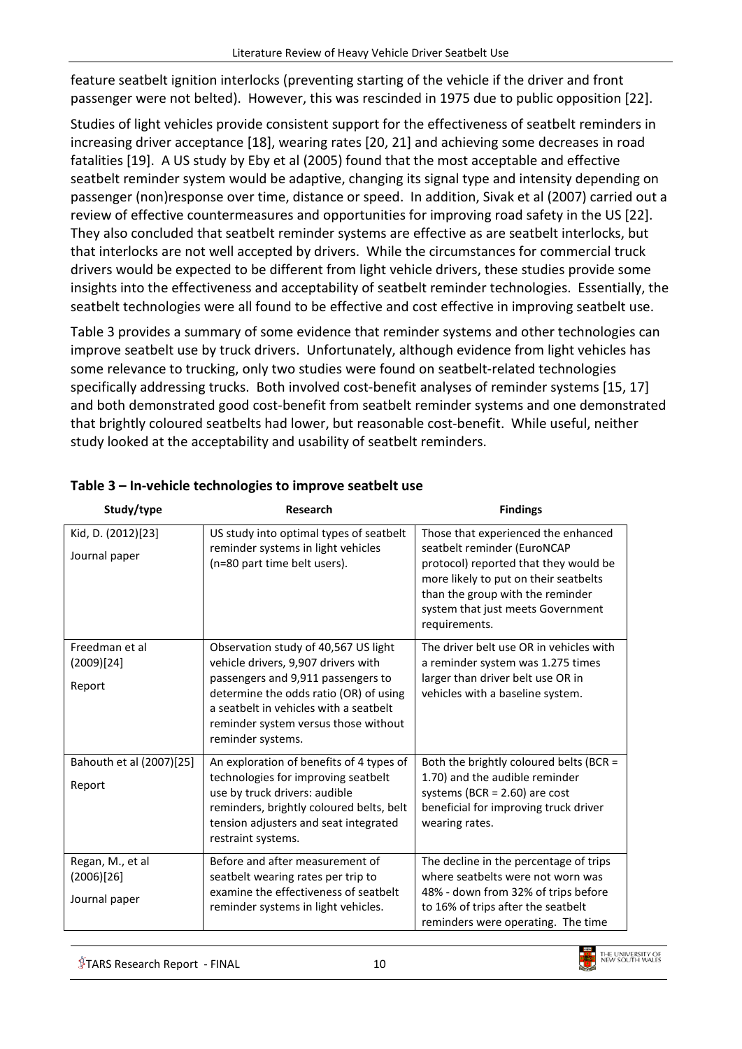feature seatbelt ignition interlocks (preventing starting of the vehicle if the driver and front passenger were not belted). However, this was rescinded in 1975 due to public opposition [22].

Studies of light vehicles provide consistent support for the effectiveness of seatbelt reminders in increasing driver acceptance [18], wearing rates [20, 21] and achieving some decreases in road fatalities [19]. A US study by Eby et al (2005) found that the most acceptable and effective seatbelt reminder system would be adaptive, changing its signal type and intensity depending on passenger (non)response over time, distance or speed. In addition, Sivak et al (2007) carried out a review of effective countermeasures and opportunities for improving road safety in the US [22]. They also concluded that seatbelt reminder systems are effective as are seatbelt interlocks, but that interlocks are not well accepted by drivers. While the circumstances for commercial truck drivers would be expected to be different from light vehicle drivers, these studies provide some insights into the effectiveness and acceptability of seatbelt reminder technologies. Essentially, the seatbelt technologies were all found to be effective and cost effective in improving seatbelt use.

Table 3 provides a summary of some evidence that reminder systems and other technologies can improve seatbelt use by truck drivers. Unfortunately, although evidence from light vehicles has some relevance to trucking, only two studies were found on seatbelt-related technologies specifically addressing trucks. Both involved cost-benefit analyses of reminder systems [15, 17] and both demonstrated good cost-benefit from seatbelt reminder systems and one demonstrated that brightly coloured seatbelts had lower, but reasonable cost-benefit. While useful, neither study looked at the acceptability and usability of seatbelt reminders.

**Table 3 – In-vehicle technologies to improve seatbelt use**

| Study/type | Research | Findings |
|---|---|---|
| Kid, D. (2012)[23] Journal paper | US study into optimal types of seatbelt reminder systems in light vehicles (n=80 part time belt users). | Those that experienced the enhanced seatbelt reminder (EuroNCAP protocol) reported that they would be more likely to put on their seatbelts than the group with the reminder system that just meets Government requirements. |
| Freedman et al (2009)[24] Report | Observation study of 40,567 US light vehicle drivers, 9,907 drivers with passengers and 9,911 passengers to determine the odds ratio (OR) of using a seatbelt in vehicles with a seatbelt reminder system versus those without reminder systems. | The driver belt use OR in vehicles with a reminder system was 1.275 times larger than driver belt use OR in vehicles with a baseline system. |
| Bahouth et al (2007)[25] Report | An exploration of benefits of 4 types of technologies for improving seatbelt use by truck drivers: audible reminders, brightly coloured belts, belt tension adjusters and seat integrated restraint systems. | Both the brightly coloured belts (BCR = 1.70) and the audible reminder systems (BCR = 2.60) are cost beneficial for improving truck driver wearing rates. |
| Regan, M., et al (2006)[26] Journal paper | Before and after measurement of seatbelt wearing rates per trip to examine the effectiveness of seatbelt reminder systems in light vehicles. | The decline in the percentage of trips where seatbelts were not worn was 48% - down from 32% of trips before to 16% of trips after the seatbelt reminders were operating. The time |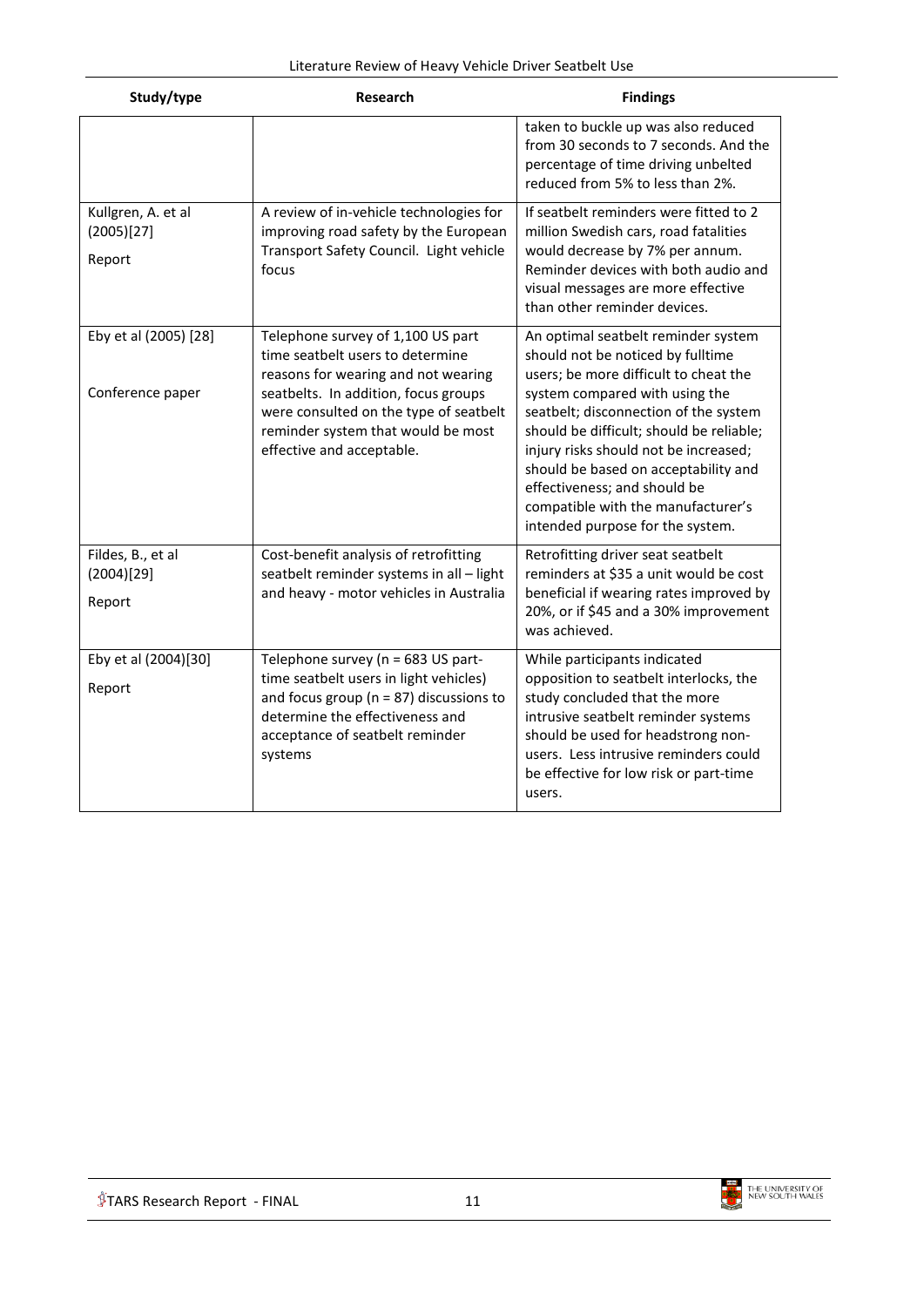| Study/type | Research | Findings |
| --- | --- | --- |
| | | taken to buckle up was also reduced from 30 seconds to 7 seconds. And the percentage of time driving unbelted reduced from 5% to less than 2%. |
| Kullgren, A. et al (2005)[27]<br><br>Report | A review of in-vehicle technologies for improving road safety by the European Transport Safety Council. Light vehicle focus | If seatbelt reminders were fitted to 2 million Swedish cars, road fatalities would decrease by 7% per annum. Reminder devices with both audio and visual messages are more effective than other reminder devices. |
| Eby et al (2005) [28]<br><br>Conference paper | Telephone survey of 1,100 US part time seatbelt users to determine reasons for wearing and not wearing seatbelts. In addition, focus groups were consulted on the type of seatbelt reminder system that would be most effective and acceptable. | An optimal seatbelt reminder system should not be noticed by fulltime users; be more difficult to cheat the system compared with using the seatbelt; disconnection of the system should be difficult; should be reliable; injury risks should not be increased; should be based on acceptability and effectiveness; and should be compatible with the manufacturer's intended purpose for the system. |
| Fildes, B., et al (2004)[29]<br><br>Report | Cost-benefit analysis of retrofitting seatbelt reminder systems in all – light and heavy - motor vehicles in Australia | Retrofitting driver seat seatbelt reminders at $35 a unit would be cost beneficial if wearing rates improved by 20%, or if $45 and a 30% improvement was achieved. |
| Eby et al (2004)[30]<br><br>Report | Telephone survey (n = 683 US part-time seatbelt users in light vehicles) and focus group (n = 87) discussions to determine the effectiveness and acceptance of seatbelt reminder systems | While participants indicated opposition to seatbelt interlocks, the study concluded that the more intrusive seatbelt reminder systems should be used for headstrong non-users. Less intrusive reminders could be effective for low risk or part-time users. |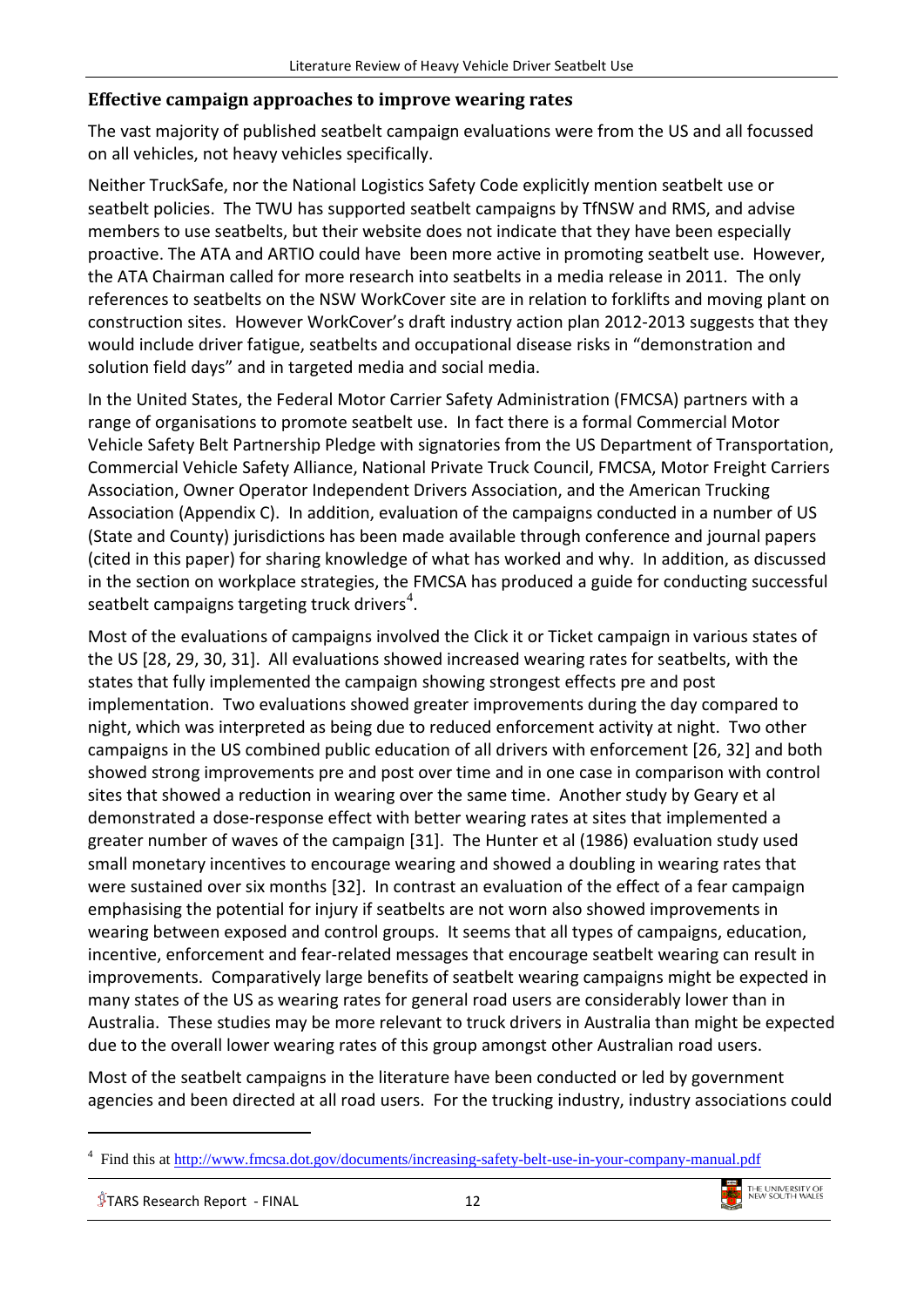### Effective campaign approaches to improve wearing rates

The vast majority of published seatbelt campaign evaluations were from the US and all focussed on all vehicles, not heavy vehicles specifically.

Neither TruckSafe, nor the National Logistics Safety Code explicitly mention seatbelt use or seatbelt policies. The TWU has supported seatbelt campaigns by TfNSW and RMS, and advise members to use seatbelts, but their website does not indicate that they have been especially proactive. The ATA and ARTIO could have been more active in promoting seatbelt use. However, the ATA Chairman called for more research into seatbelts in a media release in 2011. The only references to seatbelts on the NSW WorkCover site are in relation to forklifts and moving plant on construction sites. However WorkCover's draft industry action plan 2012-2013 suggests that they would include driver fatigue, seatbelts and occupational disease risks in "demonstration and solution field days" and in targeted media and social media.

In the United States, the Federal Motor Carrier Safety Administration (FMCSA) partners with a range of organisations to promote seatbelt use. In fact there is a formal Commercial Motor Vehicle Safety Belt Partnership Pledge with signatories from the US Department of Transportation, Commercial Vehicle Safety Alliance, National Private Truck Council, FMCSA, Motor Freight Carriers Association, Owner Operator Independent Drivers Association, and the American Trucking Association (Appendix C). In addition, evaluation of the campaigns conducted in a number of US (State and County) jurisdictions has been made available through conference and journal papers (cited in this paper) for sharing knowledge of what has worked and why. In addition, as discussed in the section on workplace strategies, the FMCSA has produced a guide for conducting successful seatbelt campaigns targeting truck drivers[4].

Most of the evaluations of campaigns involved the Click it or Ticket campaign in various states of the US [28, 29, 30, 31]. All evaluations showed increased wearing rates for seatbelts, with the states that fully implemented the campaign showing strongest effects pre and post implementation. Two evaluations showed greater improvements during the day compared to night, which was interpreted as being due to reduced enforcement activity at night. Two other campaigns in the US combined public education of all drivers with enforcement [26, 32] and both showed strong improvements pre and post over time and in one case in comparison with control sites that showed a reduction in wearing over the same time. Another study by Geary et al demonstrated a dose-response effect with better wearing rates at sites that implemented a greater number of waves of the campaign [31]. The Hunter et al (1986) evaluation study used small monetary incentives to encourage wearing and showed a doubling in wearing rates that were sustained over six months [32]. In contrast an evaluation of the effect of a fear campaign emphasising the potential for injury if seatbelts are not worn also showed improvements in wearing between exposed and control groups. It seems that all types of campaigns, education, incentive, enforcement and fear-related messages that encourage seatbelt wearing can result in improvements. Comparatively large benefits of seatbelt wearing campaigns might be expected in many states of the US as wearing rates for general road users are considerably lower than in Australia. These studies may be more relevant to truck drivers in Australia than might be expected due to the overall lower wearing rates of this group amongst other Australian road users.

Most of the seatbelt campaigns in the literature have been conducted or led by government agencies and been directed at all road users. For the trucking industry, industry associations could

---

[4] Find this at http://www.fmcsa.dot.gov/documents/increasing-safety-belt-use-in-your-company-manual.pdf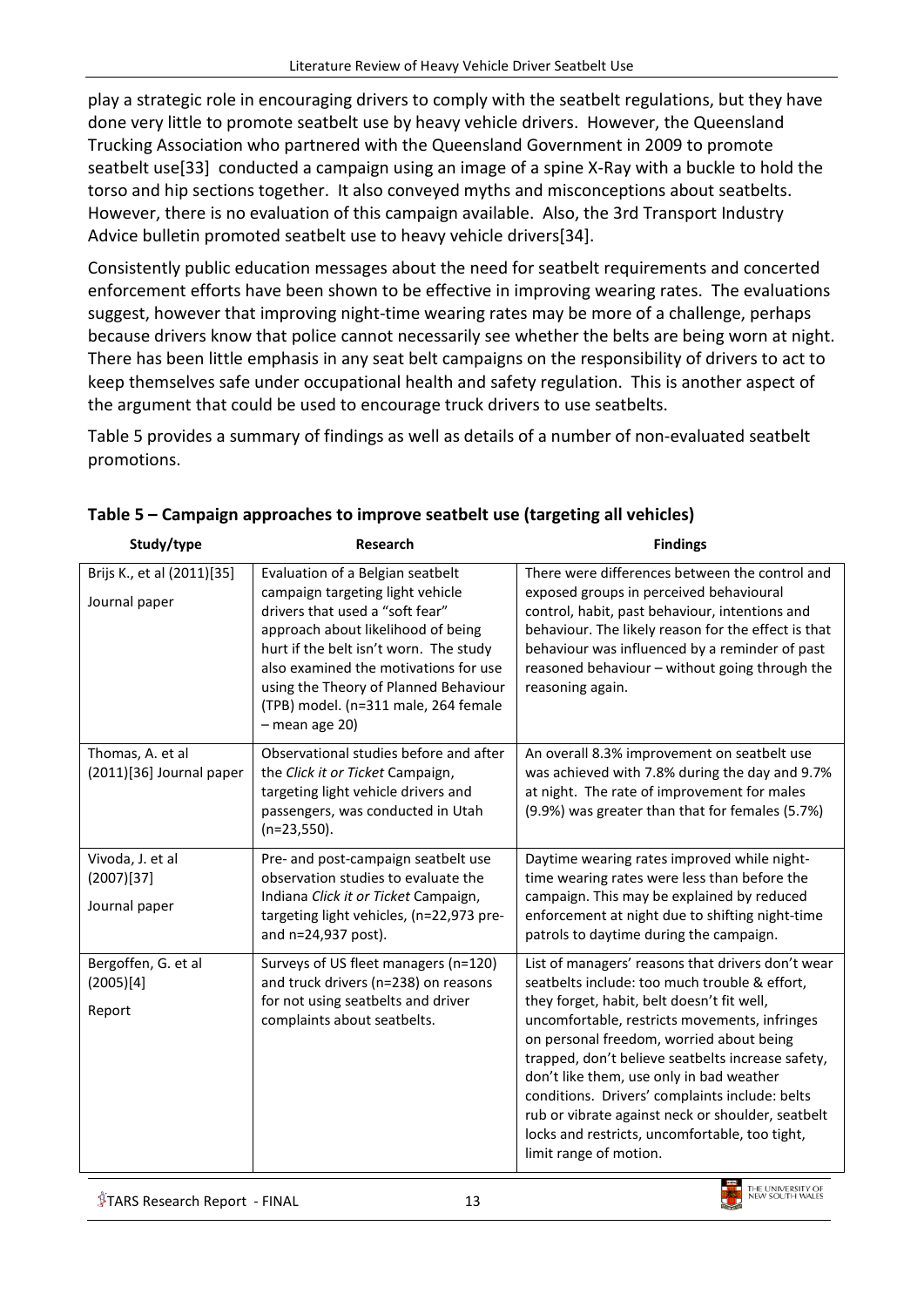play a strategic role in encouraging drivers to comply with the seatbelt regulations, but they have done very little to promote seatbelt use by heavy vehicle drivers. However, the Queensland Trucking Association who partnered with the Queensland Government in 2009 to promote seatbelt use[33] conducted a campaign using an image of a spine X-Ray with a buckle to hold the torso and hip sections together. It also conveyed myths and misconceptions about seatbelts. However, there is no evaluation of this campaign available. Also, the 3rd Transport Industry Advice bulletin promoted seatbelt use to heavy vehicle drivers[34].

Consistently public education messages about the need for seatbelt requirements and concerted enforcement efforts have been shown to be effective in improving wearing rates. The evaluations suggest, however that improving night-time wearing rates may be more of a challenge, perhaps because drivers know that police cannot necessarily see whether the belts are being worn at night. There has been little emphasis in any seat belt campaigns on the responsibility of drivers to act to keep themselves safe under occupational health and safety regulation. This is another aspect of the argument that could be used to encourage truck drivers to use seatbelts.

Table 5 provides a summary of findings as well as details of a number of non-evaluated seatbelt promotions.

**Table 5 – Campaign approaches to improve seatbelt use (targeting all vehicles)**

| Study/type | Research | Findings |
|---|---|---|
| Brijs K., et al (2011)[35] Journal paper | Evaluation of a Belgian seatbelt campaign targeting light vehicle drivers that used a "soft fear" approach about likelihood of being hurt if the belt isn't worn. The study also examined the motivations for use using the Theory of Planned Behaviour (TPB) model. (n=311 male, 264 female – mean age 20) | There were differences between the control and exposed groups in perceived behavioural control, habit, past behaviour, intentions and behaviour. The likely reason for the effect is that behaviour was influenced by a reminder of past reasoned behaviour – without going through the reasoning again. |
| Thomas, A. et al (2011)[36] Journal paper | Observational studies before and after the *Click it or Ticket* Campaign, targeting light vehicle drivers and passengers, was conducted in Utah (n=23,550). | An overall 8.3% improvement on seatbelt use was achieved with 7.8% during the day and 9.7% at night. The rate of improvement for males (9.9%) was greater than that for females (5.7%) |
| Vivoda, J. et al (2007)[37] Journal paper | Pre- and post-campaign seatbelt use observation studies to evaluate the Indiana *Click it or Ticket* Campaign, targeting light vehicles, (n=22,973 pre- and n=24,937 post). | Daytime wearing rates improved while night-time wearing rates were less than before the campaign. This may be explained by reduced enforcement at night due to shifting night-time patrols to daytime during the campaign. |
| Bergoffen, G. et al (2005)[4] Report | Surveys of US fleet managers (n=120) and truck drivers (n=238) on reasons for not using seatbelts and driver complaints about seatbelts. | List of managers' reasons that drivers don't wear seatbelts include: too much trouble & effort, they forget, habit, belt doesn't fit well, uncomfortable, restricts movements, infringes on personal freedom, worried about being trapped, don't believe seatbelts increase safety, don't like them, use only in bad weather conditions. Drivers' complaints include: belts rub or vibrate against neck or shoulder, seatbelt locks and restricts, uncomfortable, too tight, limit range of motion. |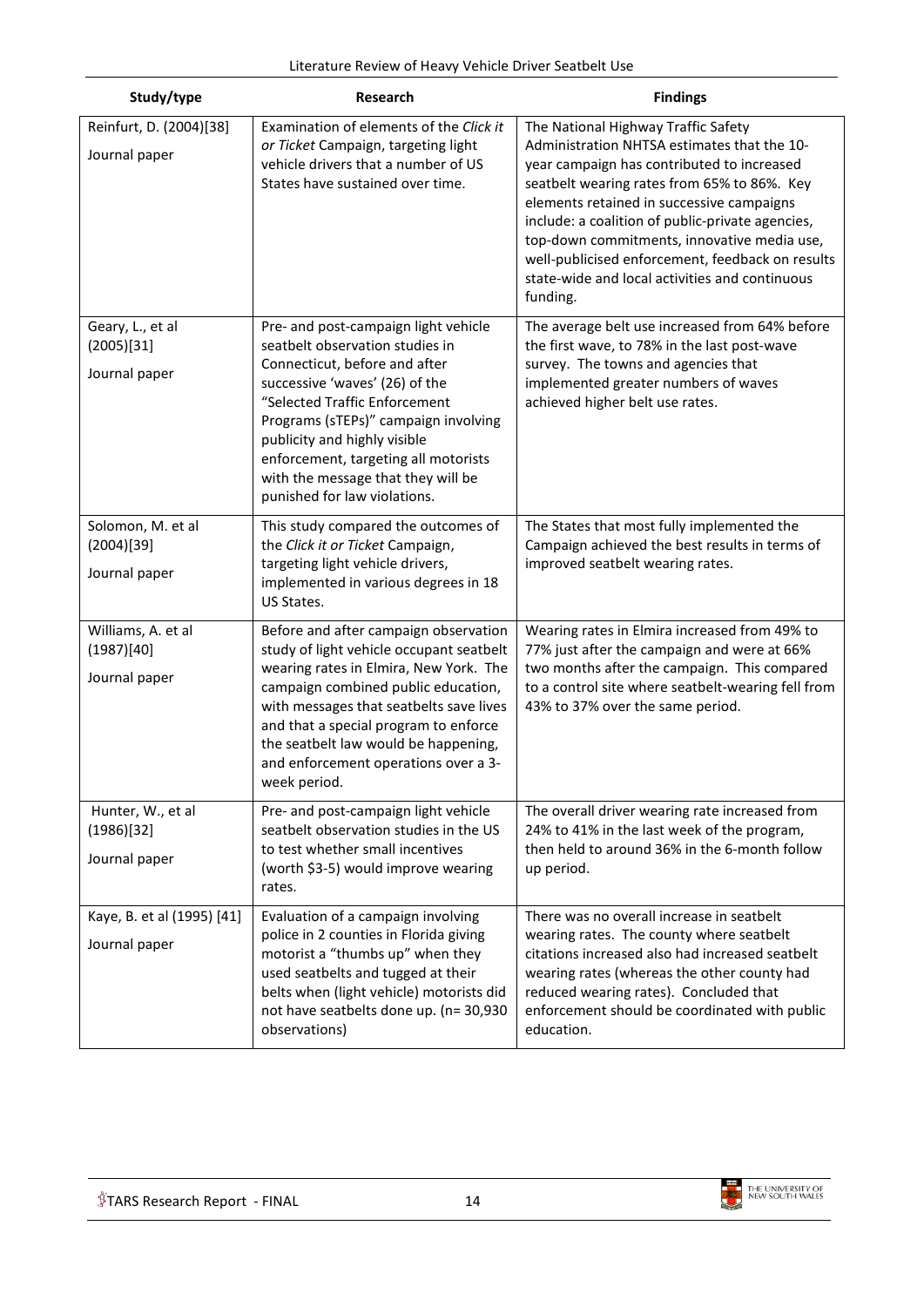| Study/type | Research | Findings |
|---|---|---|
| Reinfurt, D. (2004)[38]<br><br>Journal paper | Examination of elements of the *Click it or Ticket* Campaign, targeting light vehicle drivers that a number of US States have sustained over time. | The National Highway Traffic Safety Administration NHTSA estimates that the 10-year campaign has contributed to increased seatbelt wearing rates from 65% to 86%. Key elements retained in successive campaigns include: a coalition of public-private agencies, top-down commitments, innovative media use, well-publicised enforcement, feedback on results state-wide and local activities and continuous funding. |
| Geary, L., et al (2005)[31]<br><br>Journal paper | Pre- and post-campaign light vehicle seatbelt observation studies in Connecticut, before and after successive 'waves' (26) of the "Selected Traffic Enforcement Programs (sTEPs)" campaign involving publicity and highly visible enforcement, targeting all motorists with the message that they will be punished for law violations. | The average belt use increased from 64% before the first wave, to 78% in the last post-wave survey. The towns and agencies that implemented greater numbers of waves achieved higher belt use rates. |
| Solomon, M. et al (2004)[39]<br><br>Journal paper | This study compared the outcomes of the *Click it or Ticket* Campaign, targeting light vehicle drivers, implemented in various degrees in 18 US States. | The States that most fully implemented the Campaign achieved the best results in terms of improved seatbelt wearing rates. |
| Williams, A. et al (1987)[40]<br><br>Journal paper | Before and after campaign observation study of light vehicle occupant seatbelt wearing rates in Elmira, New York. The campaign combined public education, with messages that seatbelts save lives and that a special program to enforce the seatbelt law would be happening, and enforcement operations over a 3-week period. | Wearing rates in Elmira increased from 49% to 77% just after the campaign and were at 66% two months after the campaign. This compared to a control site where seatbelt-wearing fell from 43% to 37% over the same period. |
| Hunter, W., et al (1986)[32]<br><br>Journal paper | Pre- and post-campaign light vehicle seatbelt observation studies in the US to test whether small incentives (worth $3-5) would improve wearing rates. | The overall driver wearing rate increased from 24% to 41% in the last week of the program, then held to around 36% in the 6-month follow up period. |
| Kaye, B. et al (1995) [41]<br><br>Journal paper | Evaluation of a campaign involving police in 2 counties in Florida giving motorist a "thumbs up" when they used seatbelts and tugged at their belts when (light vehicle) motorists did not have seatbelts done up. (n= 30,930 observations) | There was no overall increase in seatbelt wearing rates. The county where seatbelt citations increased also had increased seatbelt wearing rates (whereas the other county had reduced wearing rates). Concluded that enforcement should be coordinated with public education. |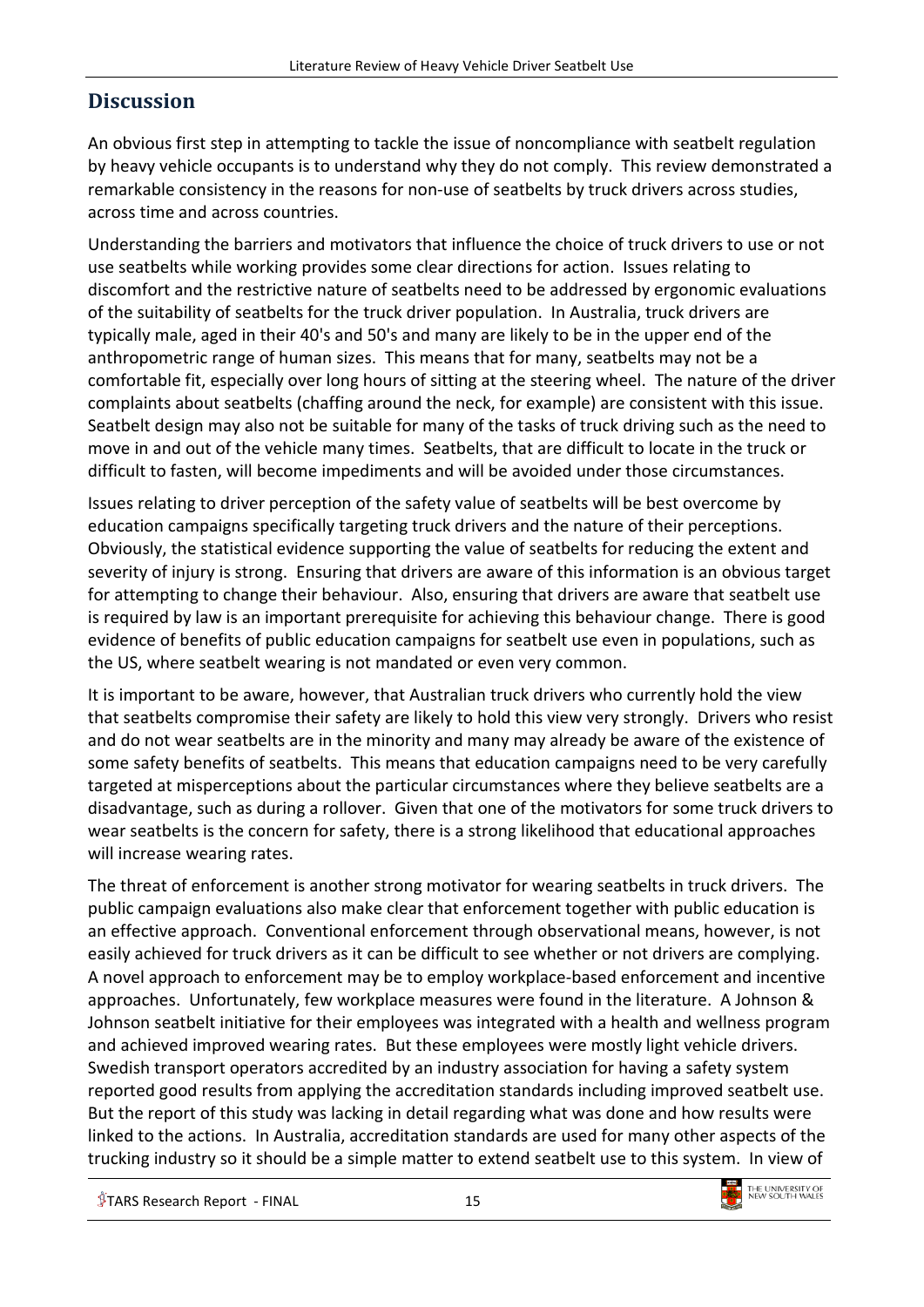## Discussion

An obvious first step in attempting to tackle the issue of noncompliance with seatbelt regulation by heavy vehicle occupants is to understand why they do not comply. This review demonstrated a remarkable consistency in the reasons for non-use of seatbelts by truck drivers across studies, across time and across countries.

Understanding the barriers and motivators that influence the choice of truck drivers to use or not use seatbelts while working provides some clear directions for action. Issues relating to discomfort and the restrictive nature of seatbelts need to be addressed by ergonomic evaluations of the suitability of seatbelts for the truck driver population. In Australia, truck drivers are typically male, aged in their 40's and 50's and many are likely to be in the upper end of the anthropometric range of human sizes. This means that for many, seatbelts may not be a comfortable fit, especially over long hours of sitting at the steering wheel. The nature of the driver complaints about seatbelts (chaffing around the neck, for example) are consistent with this issue. Seatbelt design may also not be suitable for many of the tasks of truck driving such as the need to move in and out of the vehicle many times. Seatbelts, that are difficult to locate in the truck or difficult to fasten, will become impediments and will be avoided under those circumstances.

Issues relating to driver perception of the safety value of seatbelts will be best overcome by education campaigns specifically targeting truck drivers and the nature of their perceptions. Obviously, the statistical evidence supporting the value of seatbelts for reducing the extent and severity of injury is strong. Ensuring that drivers are aware of this information is an obvious target for attempting to change their behaviour. Also, ensuring that drivers are aware that seatbelt use is required by law is an important prerequisite for achieving this behaviour change. There is good evidence of benefits of public education campaigns for seatbelt use even in populations, such as the US, where seatbelt wearing is not mandated or even very common.

It is important to be aware, however, that Australian truck drivers who currently hold the view that seatbelts compromise their safety are likely to hold this view very strongly. Drivers who resist and do not wear seatbelts are in the minority and many may already be aware of the existence of some safety benefits of seatbelts. This means that education campaigns need to be very carefully targeted at misperceptions about the particular circumstances where they believe seatbelts are a disadvantage, such as during a rollover. Given that one of the motivators for some truck drivers to wear seatbelts is the concern for safety, there is a strong likelihood that educational approaches will increase wearing rates.

The threat of enforcement is another strong motivator for wearing seatbelts in truck drivers. The public campaign evaluations also make clear that enforcement together with public education is an effective approach. Conventional enforcement through observational means, however, is not easily achieved for truck drivers as it can be difficult to see whether or not drivers are complying. A novel approach to enforcement may be to employ workplace-based enforcement and incentive approaches. Unfortunately, few workplace measures were found in the literature. A Johnson & Johnson seatbelt initiative for their employees was integrated with a health and wellness program and achieved improved wearing rates. But these employees were mostly light vehicle drivers. Swedish transport operators accredited by an industry association for having a safety system reported good results from applying the accreditation standards including improved seatbelt use. But the report of this study was lacking in detail regarding what was done and how results were linked to the actions. In Australia, accreditation standards are used for many other aspects of the trucking industry so it should be a simple matter to extend seatbelt use to this system. In view of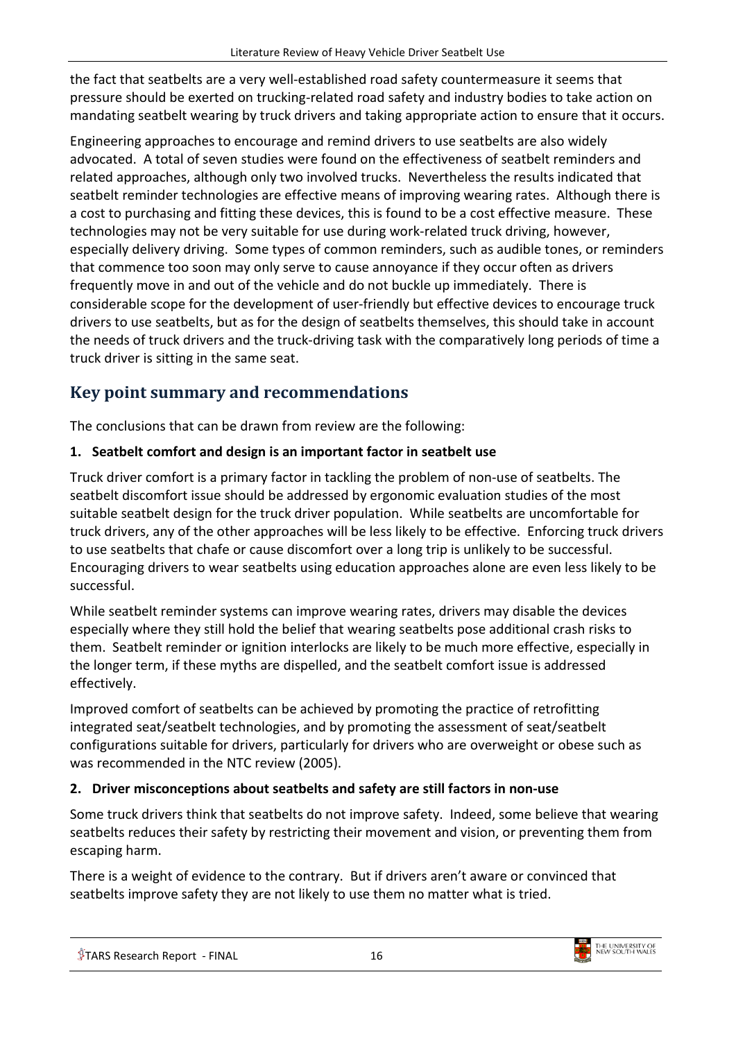the fact that seatbelts are a very well-established road safety countermeasure it seems that pressure should be exerted on trucking-related road safety and industry bodies to take action on mandating seatbelt wearing by truck drivers and taking appropriate action to ensure that it occurs.

Engineering approaches to encourage and remind drivers to use seatbelts are also widely advocated. A total of seven studies were found on the effectiveness of seatbelt reminders and related approaches, although only two involved trucks. Nevertheless the results indicated that seatbelt reminder technologies are effective means of improving wearing rates. Although there is a cost to purchasing and fitting these devices, this is found to be a cost effective measure. These technologies may not be very suitable for use during work-related truck driving, however, especially delivery driving. Some types of common reminders, such as audible tones, or reminders that commence too soon may only serve to cause annoyance if they occur often as drivers frequently move in and out of the vehicle and do not buckle up immediately. There is considerable scope for the development of user-friendly but effective devices to encourage truck drivers to use seatbelts, but as for the design of seatbelts themselves, this should take in account the needs of truck drivers and the truck-driving task with the comparatively long periods of time a truck driver is sitting in the same seat.

## Key point summary and recommendations

The conclusions that can be drawn from review are the following:

**1. Seatbelt comfort and design is an important factor in seatbelt use**

Truck driver comfort is a primary factor in tackling the problem of non-use of seatbelts. The seatbelt discomfort issue should be addressed by ergonomic evaluation studies of the most suitable seatbelt design for the truck driver population. While seatbelts are uncomfortable for truck drivers, any of the other approaches will be less likely to be effective. Enforcing truck drivers to use seatbelts that chafe or cause discomfort over a long trip is unlikely to be successful. Encouraging drivers to wear seatbelts using education approaches alone are even less likely to be successful.

While seatbelt reminder systems can improve wearing rates, drivers may disable the devices especially where they still hold the belief that wearing seatbelts pose additional crash risks to them. Seatbelt reminder or ignition interlocks are likely to be much more effective, especially in the longer term, if these myths are dispelled, and the seatbelt comfort issue is addressed effectively.

Improved comfort of seatbelts can be achieved by promoting the practice of retrofitting integrated seat/seatbelt technologies, and by promoting the assessment of seat/seatbelt configurations suitable for drivers, particularly for drivers who are overweight or obese such as was recommended in the NTC review (2005).

**2. Driver misconceptions about seatbelts and safety are still factors in non-use**

Some truck drivers think that seatbelts do not improve safety. Indeed, some believe that wearing seatbelts reduces their safety by restricting their movement and vision, or preventing them from escaping harm.

There is a weight of evidence to the contrary. But if drivers aren't aware or convinced that seatbelts improve safety they are not likely to use them no matter what is tried.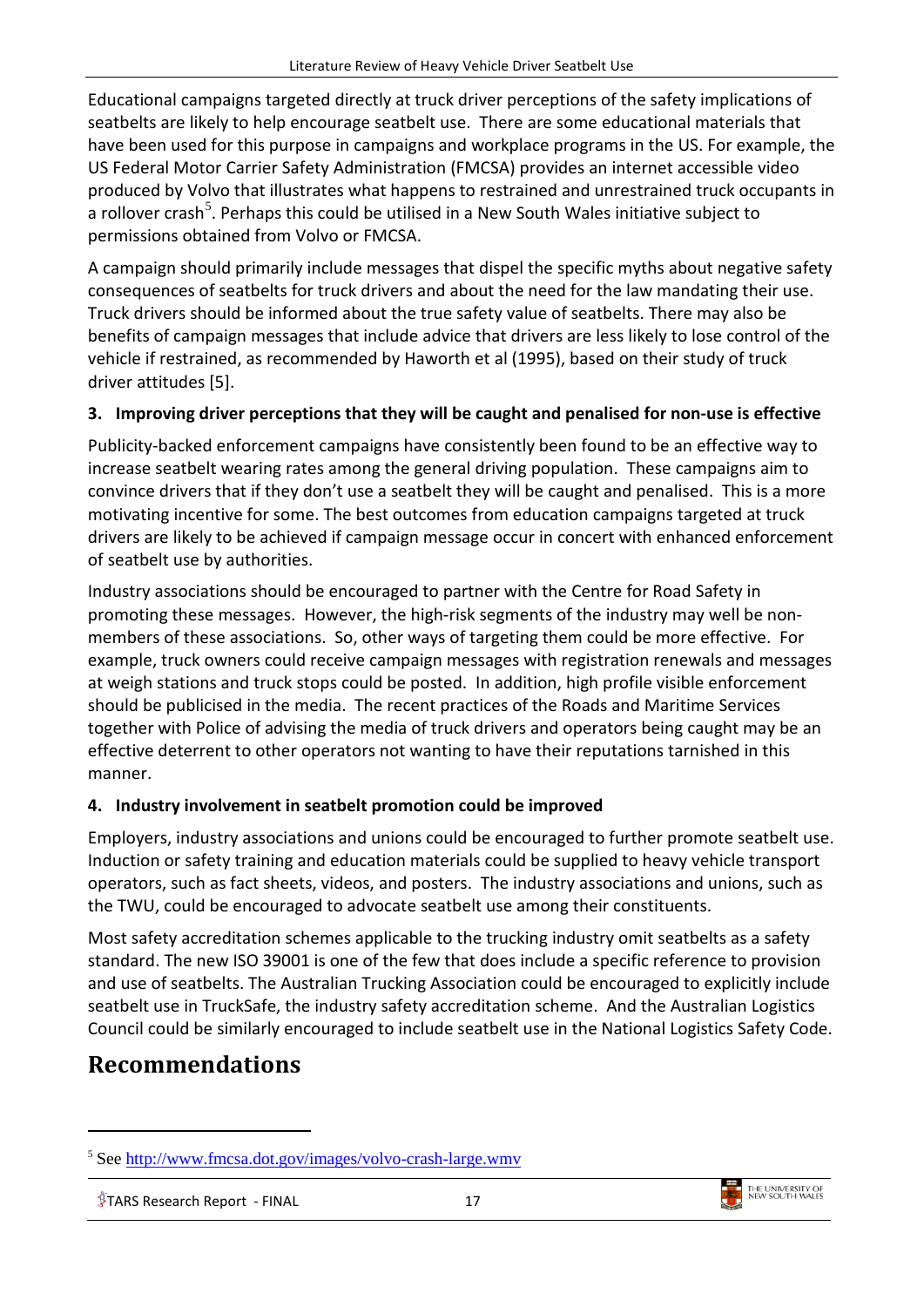Educational campaigns targeted directly at truck driver perceptions of the safety implications of seatbelts are likely to help encourage seatbelt use. There are some educational materials that have been used for this purpose in campaigns and workplace programs in the US. For example, the US Federal Motor Carrier Safety Administration (FMCSA) provides an internet accessible video produced by Volvo that illustrates what happens to restrained and unrestrained truck occupants in a rollover crash[5]. Perhaps this could be utilised in a New South Wales initiative subject to permissions obtained from Volvo or FMCSA.

A campaign should primarily include messages that dispel the specific myths about negative safety consequences of seatbelts for truck drivers and about the need for the law mandating their use. Truck drivers should be informed about the true safety value of seatbelts. There may also be benefits of campaign messages that include advice that drivers are less likely to lose control of the vehicle if restrained, as recommended by Haworth et al (1995), based on their study of truck driver attitudes [5].

**3. Improving driver perceptions that they will be caught and penalised for non-use is effective**

Publicity-backed enforcement campaigns have consistently been found to be an effective way to increase seatbelt wearing rates among the general driving population. These campaigns aim to convince drivers that if they don't use a seatbelt they will be caught and penalised. This is a more motivating incentive for some. The best outcomes from education campaigns targeted at truck drivers are likely to be achieved if campaign message occur in concert with enhanced enforcement of seatbelt use by authorities.

Industry associations should be encouraged to partner with the Centre for Road Safety in promoting these messages. However, the high-risk segments of the industry may well be non-members of these associations. So, other ways of targeting them could be more effective. For example, truck owners could receive campaign messages with registration renewals and messages at weigh stations and truck stops could be posted. In addition, high profile visible enforcement should be publicised in the media. The recent practices of the Roads and Maritime Services together with Police of advising the media of truck drivers and operators being caught may be an effective deterrent to other operators not wanting to have their reputations tarnished in this manner.

**4. Industry involvement in seatbelt promotion could be improved**

Employers, industry associations and unions could be encouraged to further promote seatbelt use. Induction or safety training and education materials could be supplied to heavy vehicle transport operators, such as fact sheets, videos, and posters. The industry associations and unions, such as the TWU, could be encouraged to advocate seatbelt use among their constituents.

Most safety accreditation schemes applicable to the trucking industry omit seatbelts as a safety standard. The new ISO 39001 is one of the few that does include a specific reference to provision and use of seatbelts. The Australian Trucking Association could be encouraged to explicitly include seatbelt use in TruckSafe, the industry safety accreditation scheme. And the Australian Logistics Council could be similarly encouraged to include seatbelt use in the National Logistics Safety Code.

# Recommendations

---

[5] See http://www.fmcsa.dot.gov/images/volvo-crash-large.wmv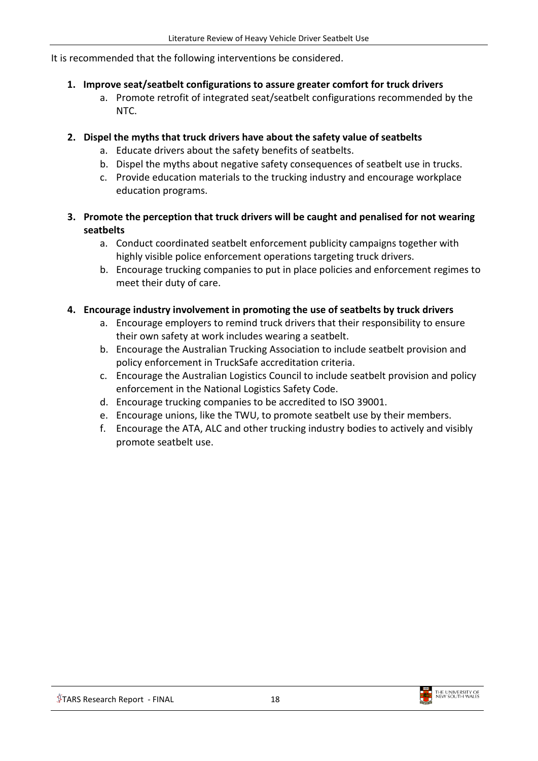It is recommended that the following interventions be considered.

1. **Improve seat/seatbelt configurations to assure greater comfort for truck drivers**
    a. Promote retrofit of integrated seat/seatbelt configurations recommended by the NTC.

2. **Dispel the myths that truck drivers have about the safety value of seatbelts**
    a. Educate drivers about the safety benefits of seatbelts.
    b. Dispel the myths about negative safety consequences of seatbelt use in trucks.
    c. Provide education materials to the trucking industry and encourage workplace education programs.

3. **Promote the perception that truck drivers will be caught and penalised for not wearing seatbelts**
    a. Conduct coordinated seatbelt enforcement publicity campaigns together with highly visible police enforcement operations targeting truck drivers.
    b. Encourage trucking companies to put in place policies and enforcement regimes to meet their duty of care.

4. **Encourage industry involvement in promoting the use of seatbelts by truck drivers**
    a. Encourage employers to remind truck drivers that their responsibility to ensure their own safety at work includes wearing a seatbelt.
    b. Encourage the Australian Trucking Association to include seatbelt provision and policy enforcement in TruckSafe accreditation criteria.
    c. Encourage the Australian Logistics Council to include seatbelt provision and policy enforcement in the National Logistics Safety Code.
    d. Encourage trucking companies to be accredited to ISO 39001.
    e. Encourage unions, like the TWU, to promote seatbelt use by their members.
    f. Encourage the ATA, ALC and other trucking industry bodies to actively and visibly promote seatbelt use.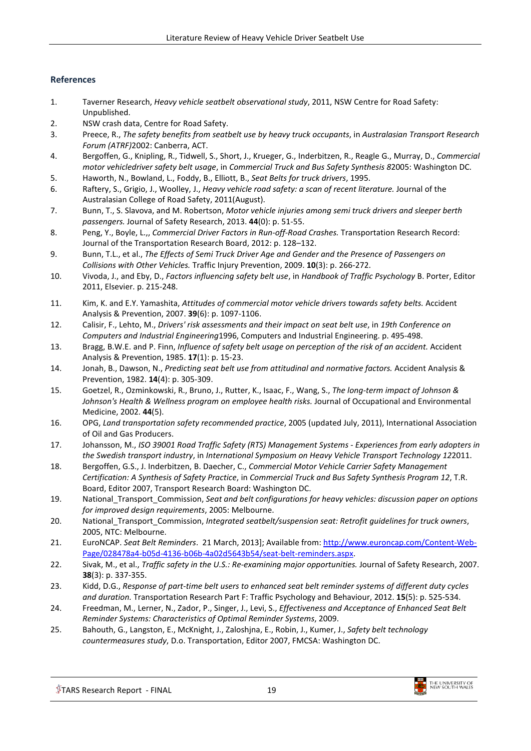## References

1. Taverner Research, *Heavy vehicle seatbelt observational study*, 2011, NSW Centre for Road Safety: Unpublished.
2. NSW crash data, Centre for Road Safety.
3. Preece, R., *The safety benefits from seatbelt use by heavy truck occupants*, in *Australasian Transport Research Forum (ATRF)*2002: Canberra, ACT.
4. Bergoffen, G., Knipling, R., Tidwell, S., Short, J., Krueger, G., Inderbitzen, R., Reagle G., Murray, D., *Commercial motor vehicledriver safety belt usage*, in *Commercial Truck and Bus Safety Synthesis 8*2005: Washington DC.
5. Haworth, N., Bowland, L., Foddy, B., Elliott, B., *Seat Belts for truck drivers*, 1995.
6. Raftery, S., Grigio, J., Woolley, J., *Heavy vehicle road safety: a scan of recent literature.* Journal of the Australasian College of Road Safety, 2011(August).
7. Bunn, T., S. Slavova, and M. Robertson, *Motor vehicle injuries among semi truck drivers and sleeper berth passengers.* Journal of Safety Research, 2013. **44**(0): p. 51-55.
8. Peng, Y., Boyle, L.,, *Commercial Driver Factors in Run-off-Road Crashes.* Transportation Research Record: Journal of the Transportation Research Board, 2012: p. 128–132.
9. Bunn, T.L., et al., *The Effects of Semi Truck Driver Age and Gender and the Presence of Passengers on Collisions with Other Vehicles.* Traffic Injury Prevention, 2009. **10**(3): p. 266-272.
10. Vivoda, J., and Eby, D., *Factors influencing safety belt use*, in *Handbook of Traffic Psychology* B. Porter, Editor 2011, Elsevier. p. 215-248.
11. Kim, K. and E.Y. Yamashita, *Attitudes of commercial motor vehicle drivers towards safety belts.* Accident Analysis & Prevention, 2007. **39**(6): p. 1097-1106.
12. Calisir, F., Lehto, M., *Drivers' risk assessments and their impact on seat belt use*, in *19th Conference on Computers and Industrial Engineering*1996, Computers and Industrial Engineering. p. 495-498.
13. Bragg, B.W.E. and P. Finn, *Influence of safety belt usage on perception of the risk of an accident.* Accident Analysis & Prevention, 1985. **17**(1): p. 15-23.
14. Jonah, B., Dawson, N., *Predicting seat belt use from attitudinal and normative factors.* Accident Analysis & Prevention, 1982. **14**(4): p. 305-309.
15. Goetzel, R., Ozminkowski, R., Bruno, J., Rutter, K., Isaac, F., Wang, S., *The long-term impact of Johnson & Johnson's Health & Wellness program on employee health risks.* Journal of Occupational and Environmental Medicine, 2002. **44**(5).
16. OPG, *Land transportation safety recommended practice*, 2005 (updated July, 2011), International Association of Oil and Gas Producers.
17. Johansson, M., *ISO 39001 Road Traffic Safety (RTS) Management Systems - Experiences from early adopters in the Swedish transport industry*, in *International Symposium on Heavy Vehicle Transport Technology 12*2011.
18. Bergoffen, G.S., J. Inderbitzen, B. Daecher, C., *Commercial Motor Vehicle Carrier Safety Management Certification: A Synthesis of Safety Practice*, in *Commercial Truck and Bus Safety Synthesis Program 12*, T.R. Board, Editor 2007, Transport Research Board: Washington DC.
19. National_Transport_Commission, *Seat and belt configurations for heavy vehicles: discussion paper on options for improved design requirements*, 2005: Melbourne.
20. National_Transport_Commission, *Integrated seatbelt/suspension seat: Retrofit guidelines for truck owners*, 2005, NTC: Melbourne.
21. EuroNCAP. *Seat Belt Reminders*. 21 March, 2013]; Available from: http://www.euroncap.com/Content-Web-Page/028478a4-b05d-4136-b06b-4a02d5643b54/seat-belt-reminders.aspx.
22. Sivak, M., et al., *Traffic safety in the U.S.: Re-examining major opportunities.* Journal of Safety Research, 2007. **38**(3): p. 337-355.
23. Kidd, D.G., *Response of part-time belt users to enhanced seat belt reminder systems of different duty cycles and duration.* Transportation Research Part F: Traffic Psychology and Behaviour, 2012. **15**(5): p. 525-534.
24. Freedman, M., Lerner, N., Zador, P., Singer, J., Levi, S., *Effectiveness and Acceptance of Enhanced Seat Belt Reminder Systems: Characteristics of Optimal Reminder Systems*, 2009.
25. Bahouth, G., Langston, E., McKnight, J., Zaloshjna, E., Robin, J., Kumer, J., *Safety belt technology countermeasures study*, D.o. Transportation, Editor 2007, FMCSA: Washington DC.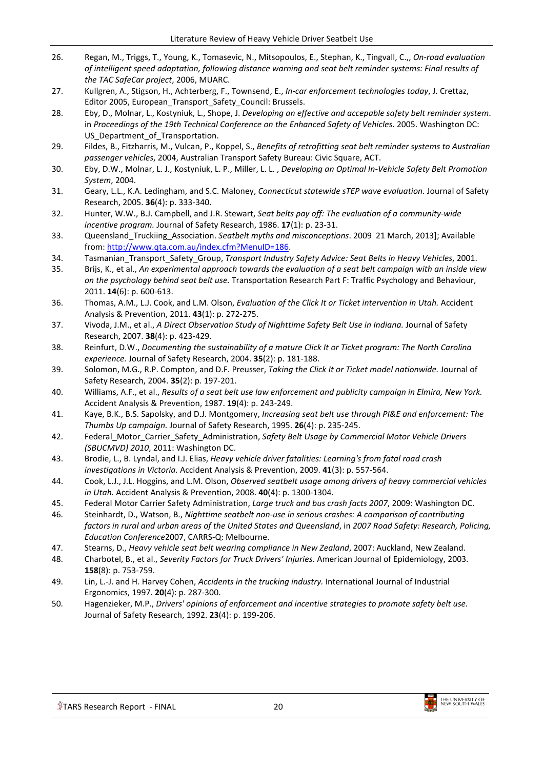26. Regan, M., Triggs, T., Young, K., Tomasevic, N., Mitsopoulos, E., Stephan, K., Tingvall, C.,, *On-road evaluation of intelligent speed adaptation, following distance warning and seat belt reminder systems: Final results of the TAC SafeCar project*, 2006, MUARC.
27. Kullgren, A., Stigson, H., Achterberg, F., Townsend, E., *In-car enforcement technologies today*, J. Crettaz, Editor 2005, European_Transport_Safety_Council: Brussels.
28. Eby, D., Molnar, L., Kostyniuk, L., Shope, J. *Developing an effective and accepable safety belt reminder system*. in *Proceedings of the 19th Technical Conference on the Enhanced Safety of Vehicles*. 2005. Washington DC: US_Department_of_Transportation.
29. Fildes, B., Fitzharris, M., Vulcan, P., Koppel, S., *Benefits of retrofitting seat belt reminder systems to Australian passenger vehicles*, 2004, Australian Transport Safety Bureau: Civic Square, ACT.
30. Eby, D.W., Molnar, L. J., Kostyniuk, L. P., Miller, L. L. , *Developing an Optimal In-Vehicle Safety Belt Promotion System*, 2004.
31. Geary, L.L., K.A. Ledingham, and S.C. Maloney, *Connecticut statewide sTEP wave evaluation.* Journal of Safety Research, 2005. **36**(4): p. 333-340.
32. Hunter, W.W., B.J. Campbell, and J.R. Stewart, *Seat belts pay off: The evaluation of a community-wide incentive program.* Journal of Safety Research, 1986. **17**(1): p. 23-31.
33. Queensland_Truckiing_Association. *Seatbelt myths and misconceptions*. 2009 21 March, 2013]; Available from: http://www.qta.com.au/index.cfm?MenuID=186.
34. Tasmanian_Transport_Safety_Group, *Transport Industry Safety Advice: Seat Belts in Heavy Vehicles*, 2001.
35. Brijs, K., et al., *An experimental approach towards the evaluation of a seat belt campaign with an inside view on the psychology behind seat belt use.* Transportation Research Part F: Traffic Psychology and Behaviour, 2011. **14**(6): p. 600-613.
36. Thomas, A.M., L.J. Cook, and L.M. Olson, *Evaluation of the Click It or Ticket intervention in Utah.* Accident Analysis & Prevention, 2011. **43**(1): p. 272-275.
37. Vivoda, J.M., et al., *A Direct Observation Study of Nighttime Safety Belt Use in Indiana.* Journal of Safety Research, 2007. **38**(4): p. 423-429.
38. Reinfurt, D.W., *Documenting the sustainability of a mature Click It or Ticket program: The North Carolina experience.* Journal of Safety Research, 2004. **35**(2): p. 181-188.
39. Solomon, M.G., R.P. Compton, and D.F. Preusser, *Taking the Click It or Ticket model nationwide.* Journal of Safety Research, 2004. **35**(2): p. 197-201.
40. Williams, A.F., et al., *Results of a seat belt use law enforcement and publicity campaign in Elmira, New York.* Accident Analysis & Prevention, 1987. **19**(4): p. 243-249.
41. Kaye, B.K., B.S. Sapolsky, and D.J. Montgomery, *Increasing seat belt use through PI&E and enforcement: The Thumbs Up campaign.* Journal of Safety Research, 1995. **26**(4): p. 235-245.
42. Federal_Motor_Carrier_Safety_Administration, *Safety Belt Usage by Commercial Motor Vehicle Drivers (SBUCMVD) 2010*, 2011: Washington DC.
43. Brodie, L., B. Lyndal, and I.J. Elias, *Heavy vehicle driver fatalities: Learning's from fatal road crash investigations in Victoria.* Accident Analysis & Prevention, 2009. **41**(3): p. 557-564.
44. Cook, L.J., J.L. Hoggins, and L.M. Olson, *Observed seatbelt usage among drivers of heavy commercial vehicles in Utah.* Accident Analysis & Prevention, 2008. **40**(4): p. 1300-1304.
45. Federal Motor Carrier Safety Administration, *Large truck and bus crash facts 2007*, 2009: Washington DC.
46. Steinhardt, D., Watson, B., *Nighttime seatbelt non-use in serious crashes: A comparison of contributing factors in rural and urban areas of the United States and Queensland*, in *2007 Road Safety: Research, Policing, Education Conference*2007, CARRS-Q: Melbourne.
47. Stearns, D., *Heavy vehicle seat belt wearing compliance in New Zealand*, 2007: Auckland, New Zealand.
48. Charbotel, B., et al., *Severity Factors for Truck Drivers' Injuries.* American Journal of Epidemiology, 2003. **158**(8): p. 753-759.
49. Lin, L.-J. and H. Harvey Cohen, *Accidents in the trucking industry.* International Journal of Industrial Ergonomics, 1997. **20**(4): p. 287-300.
50. Hagenzieker, M.P., *Drivers' opinions of enforcement and incentive strategies to promote safety belt use.* Journal of Safety Research, 1992. **23**(4): p. 199-206.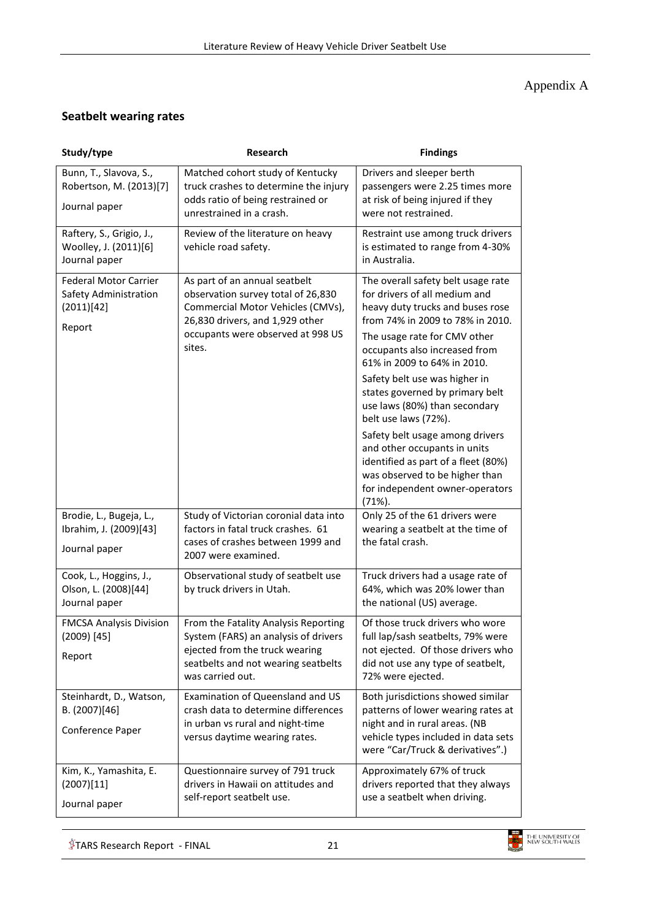Appendix A

## Seatbelt wearing rates

| Study/type | Research | Findings |
|---|---|---|
| Bunn, T., Slavova, S., Robertson, M. (2013)[7]<br><br>Journal paper | Matched cohort study of Kentucky truck crashes to determine the injury odds ratio of being restrained or unrestrained in a crash. | Drivers and sleeper berth passengers were 2.25 times more at risk of being injured if they were not restrained. |
| Raftery, S., Grigio, J., Woolley, J. (2011)[6]<br>Journal paper | Review of the literature on heavy vehicle road safety. | Restraint use among truck drivers is estimated to range from 4-30% in Australia. |
| Federal Motor Carrier Safety Administration (2011)[42]<br><br>Report | As part of an annual seatbelt observation survey total of 26,830 Commercial Motor Vehicles (CMVs), 26,830 drivers, and 1,929 other occupants were observed at 998 US sites. | The overall safety belt usage rate for drivers of all medium and heavy duty trucks and buses rose from 74% in 2009 to 78% in 2010.<br><br>The usage rate for CMV other occupants also increased from 61% in 2009 to 64% in 2010.<br><br>Safety belt use was higher in states governed by primary belt use laws (80%) than secondary belt use laws (72%).<br><br>Safety belt usage among drivers and other occupants in units identified as part of a fleet (80%) was observed to be higher than for independent owner-operators (71%). |
| Brodie, L., Bugeja, L., Ibrahim, J. (2009)[43]<br><br>Journal paper | Study of Victorian coronial data into factors in fatal truck crashes. 61 cases of crashes between 1999 and 2007 were examined. | Only 25 of the 61 drivers were wearing a seatbelt at the time of the fatal crash. |
| Cook, L., Hoggins, J., Olson, L. (2008)[44]<br>Journal paper | Observational study of seatbelt use by truck drivers in Utah. | Truck drivers had a usage rate of 64%, which was 20% lower than the national (US) average. |
| FMCSA Analysis Division (2009) [45]<br><br>Report | From the Fatality Analysis Reporting System (FARS) an analysis of drivers ejected from the truck wearing seatbelts and not wearing seatbelts was carried out. | Of those truck drivers who wore full lap/sash seatbelts, 79% were not ejected. Of those drivers who did not use any type of seatbelt, 72% were ejected. |
| Steinhardt, D., Watson, B. (2007)[46]<br><br>Conference Paper | Examination of Queensland and US crash data to determine differences in urban vs rural and night-time versus daytime wearing rates. | Both jurisdictions showed similar patterns of lower wearing rates at night and in rural areas. (NB vehicle types included in data sets were "Car/Truck & derivatives".) |
| Kim, K., Yamashita, E. (2007)[11]<br><br>Journal paper | Questionnaire survey of 791 truck drivers in Hawaii on attitudes and self-report seatbelt use. | Approximately 67% of truck drivers reported that they always use a seatbelt when driving. |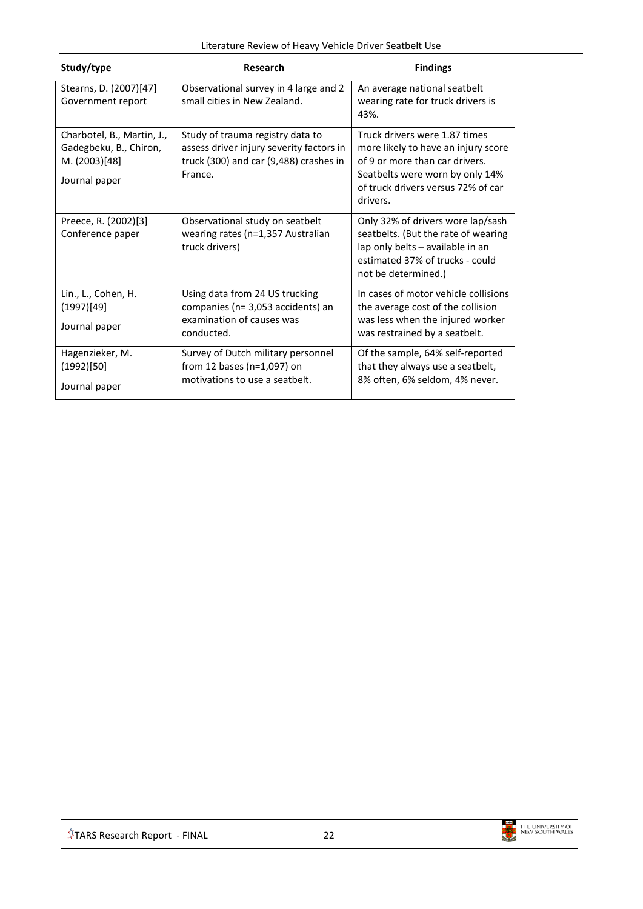| Study/type | Research | Findings |
|---|---|---|
| Stearns, D. (2007)[47] Government report | Observational survey in 4 large and 2 small cities in New Zealand. | An average national seatbelt wearing rate for truck drivers is 43%. |
| Charbotel, B., Martin, J., Gadegbeku, B., Chiron, M. (2003)[48] Journal paper | Study of trauma registry data to assess driver injury severity factors in truck (300) and car (9,488) crashes in France. | Truck drivers were 1.87 times more likely to have an injury score of 9 or more than car drivers. Seatbelts were worn by only 14% of truck drivers versus 72% of car drivers. |
| Preece, R. (2002)[3] Conference paper | Observational study on seatbelt wearing rates (n=1,357 Australian truck drivers) | Only 32% of drivers wore lap/sash seatbelts. (But the rate of wearing lap only belts – available in an estimated 37% of trucks - could not be determined.) |
| Lin., L., Cohen, H. (1997)[49] Journal paper | Using data from 24 US trucking companies (n= 3,053 accidents) an examination of causes was conducted. | In cases of motor vehicle collisions the average cost of the collision was less when the injured worker was restrained by a seatbelt. |
| Hagenzieker, M. (1992)[50] Journal paper | Survey of Dutch military personnel from 12 bases (n=1,097) on motivations to use a seatbelt. | Of the sample, 64% self-reported that they always use a seatbelt, 8% often, 6% seldom, 4% never. |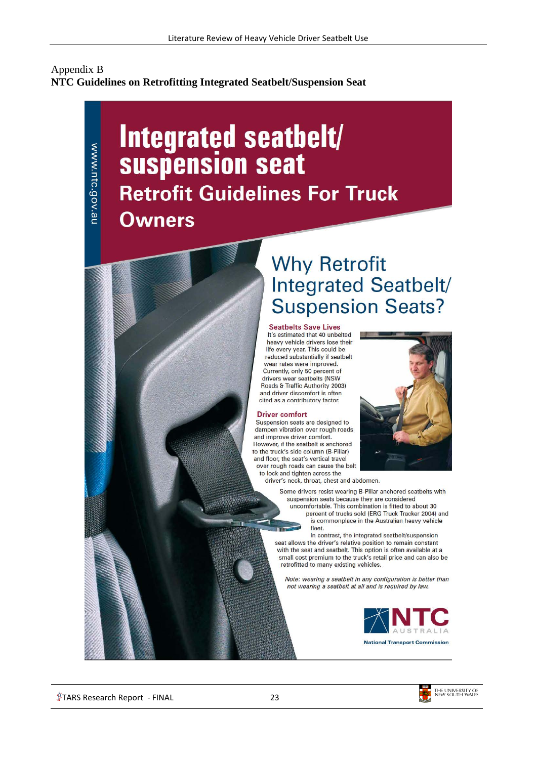Appendix B

**NTC Guidelines on Retrofitting Integrated Seatbelt/Suspension Seat**

www.ntc.gov.au

# Integrated seatbelt/ suspension seat

## Retrofit Guidelines For Truck Owners

## Why Retrofit Integrated Seatbelt/ Suspension Seats?

### Seatbelts Save Lives

It's estimated that 40 unbelted heavy vehicle drivers lose their life every year. This could be reduced substantially if seatbelt wear rates were improved. Currently, only 50 percent of drivers wear seatbelts (NSW Roads & Traffic Authority 2003) and driver discomfort is often cited as a contributory factor.

### Driver comfort

Suspension seats are designed to dampen vibration over rough roads and improve driver comfort. However, if the seatbelt is anchored to the truck's side column (B-Pillar) and floor, the seat's vertical travel over rough roads can cause the belt to lock and tighten across the driver's neck, throat, chest and abdomen.

Some drivers resist wearing B-Pillar anchored seatbelts with suspension seats because they are considered uncomfortable. This combination is fitted to about 30 percent of trucks sold (ERG Truck Tracker 2004) and is commonplace in the Australian heavy vehicle fleet.

In contrast, the integrated seatbelt/suspension seat allows the driver's relative position to remain constant with the seat and seatbelt. This option is often available at a small cost premium to the truck's retail price and can also be retrofitted to many existing vehicles.

*Note: wearing a seatbelt in any configuration is better than not wearing a seatbelt at all and is required by law.*

NTC AUSTRALIA

National Transport Commission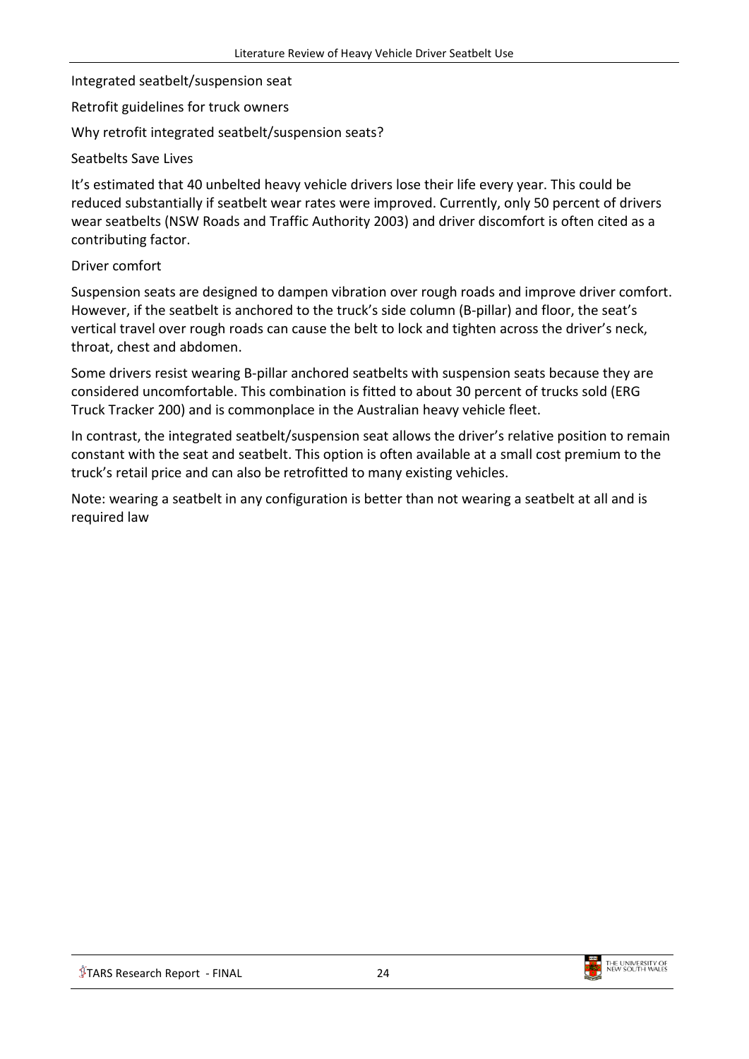Integrated seatbelt/suspension seat

Retrofit guidelines for truck owners

Why retrofit integrated seatbelt/suspension seats?

Seatbelts Save Lives

It's estimated that 40 unbelted heavy vehicle drivers lose their life every year. This could be reduced substantially if seatbelt wear rates were improved. Currently, only 50 percent of drivers wear seatbelts (NSW Roads and Traffic Authority 2003) and driver discomfort is often cited as a contributing factor.

Driver comfort

Suspension seats are designed to dampen vibration over rough roads and improve driver comfort. However, if the seatbelt is anchored to the truck's side column (B-pillar) and floor, the seat's vertical travel over rough roads can cause the belt to lock and tighten across the driver's neck, throat, chest and abdomen.

Some drivers resist wearing B-pillar anchored seatbelts with suspension seats because they are considered uncomfortable. This combination is fitted to about 30 percent of trucks sold (ERG Truck Tracker 200) and is commonplace in the Australian heavy vehicle fleet.

In contrast, the integrated seatbelt/suspension seat allows the driver's relative position to remain constant with the seat and seatbelt. This option is often available at a small cost premium to the truck's retail price and can also be retrofitted to many existing vehicles.

Note: wearing a seatbelt in any configuration is better than not wearing a seatbelt at all and is required law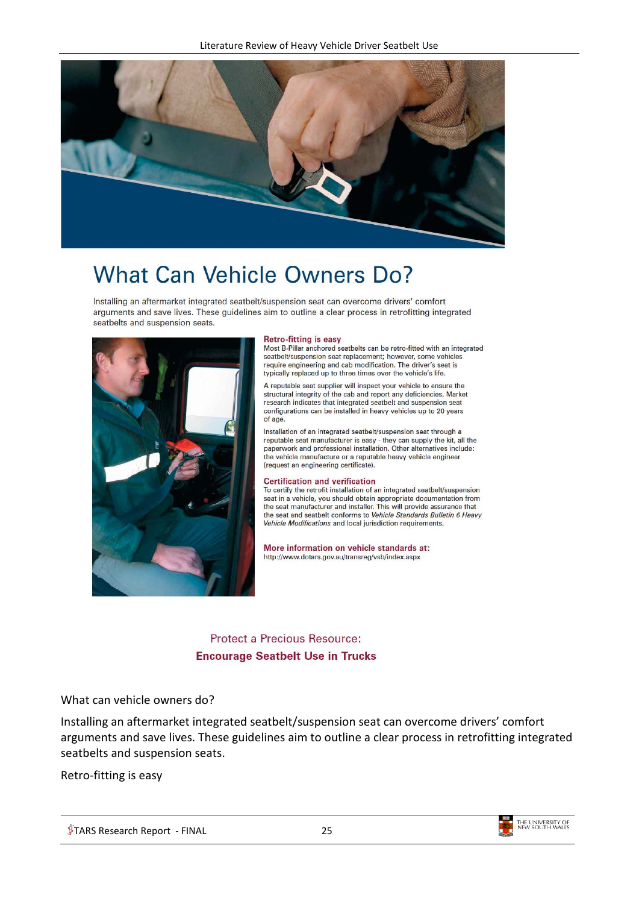# What Can Vehicle Owners Do?

Installing an aftermarket integrated seatbelt/suspension seat can overcome drivers' comfort arguments and save lives. These guidelines aim to outline a clear process in retrofitting integrated seatbelts and suspension seats.

**Retro-fitting is easy**

Most B-Pillar anchored seatbelts can be retro-fitted with an integrated seatbelt/suspension seat replacement; however, some vehicles require engineering and cab modification. The driver's seat is typically replaced up to three times over the vehicle's life.

A reputable seat supplier will inspect your vehicle to ensure the structural integrity of the cab and report any deficiencies. Market research indicates that integrated seatbelt and suspension seat configurations can be installed in heavy vehicles up to 20 years of age.

Installation of an integrated seatbelt/suspension seat through a reputable seat manufacturer is easy - they can supply the kit, all the paperwork and professional installation. Other alternatives include: the vehicle manufacture or a reputable heavy vehicle engineer (request an engineering certificate).

**Certification and verification**

To certify the retrofit installation of an integrated seatbelt/suspension seat in a vehicle, you should obtain appropriate documentation from the seat manufacturer and installer. This will provide assurance that the seat and seatbelt conforms to *Vehicle Standards Bulletin 6 Heavy Vehicle Modifications* and local jurisdiction requirements.

**More information on vehicle standards at:**
http://www.dotars.gov.au/transreg/vsb/index.aspx

Protect a Precious Resource:
**Encourage Seatbelt Use in Trucks**

What can vehicle owners do?

Installing an aftermarket integrated seatbelt/suspension seat can overcome drivers' comfort arguments and save lives. These guidelines aim to outline a clear process in retrofitting integrated seatbelts and suspension seats.

Retro-fitting is easy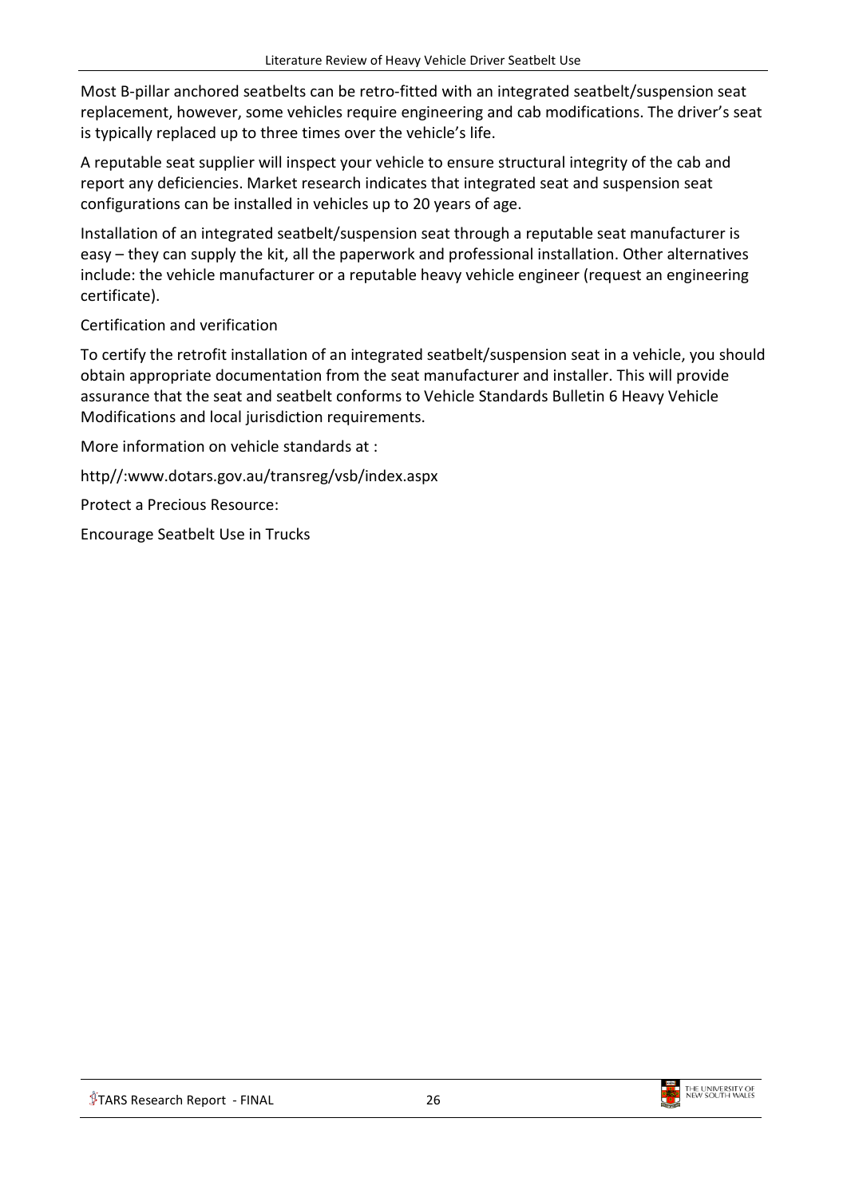Most B-pillar anchored seatbelts can be retro-fitted with an integrated seatbelt/suspension seat replacement, however, some vehicles require engineering and cab modifications. The driver's seat is typically replaced up to three times over the vehicle's life.

A reputable seat supplier will inspect your vehicle to ensure structural integrity of the cab and report any deficiencies. Market research indicates that integrated seat and suspension seat configurations can be installed in vehicles up to 20 years of age.

Installation of an integrated seatbelt/suspension seat through a reputable seat manufacturer is easy – they can supply the kit, all the paperwork and professional installation. Other alternatives include: the vehicle manufacturer or a reputable heavy vehicle engineer (request an engineering certificate).

Certification and verification

To certify the retrofit installation of an integrated seatbelt/suspension seat in a vehicle, you should obtain appropriate documentation from the seat manufacturer and installer. This will provide assurance that the seat and seatbelt conforms to Vehicle Standards Bulletin 6 Heavy Vehicle Modifications and local jurisdiction requirements.

More information on vehicle standards at :

http//:www.dotars.gov.au/transreg/vsb/index.aspx

Protect a Precious Resource:

Encourage Seatbelt Use in Trucks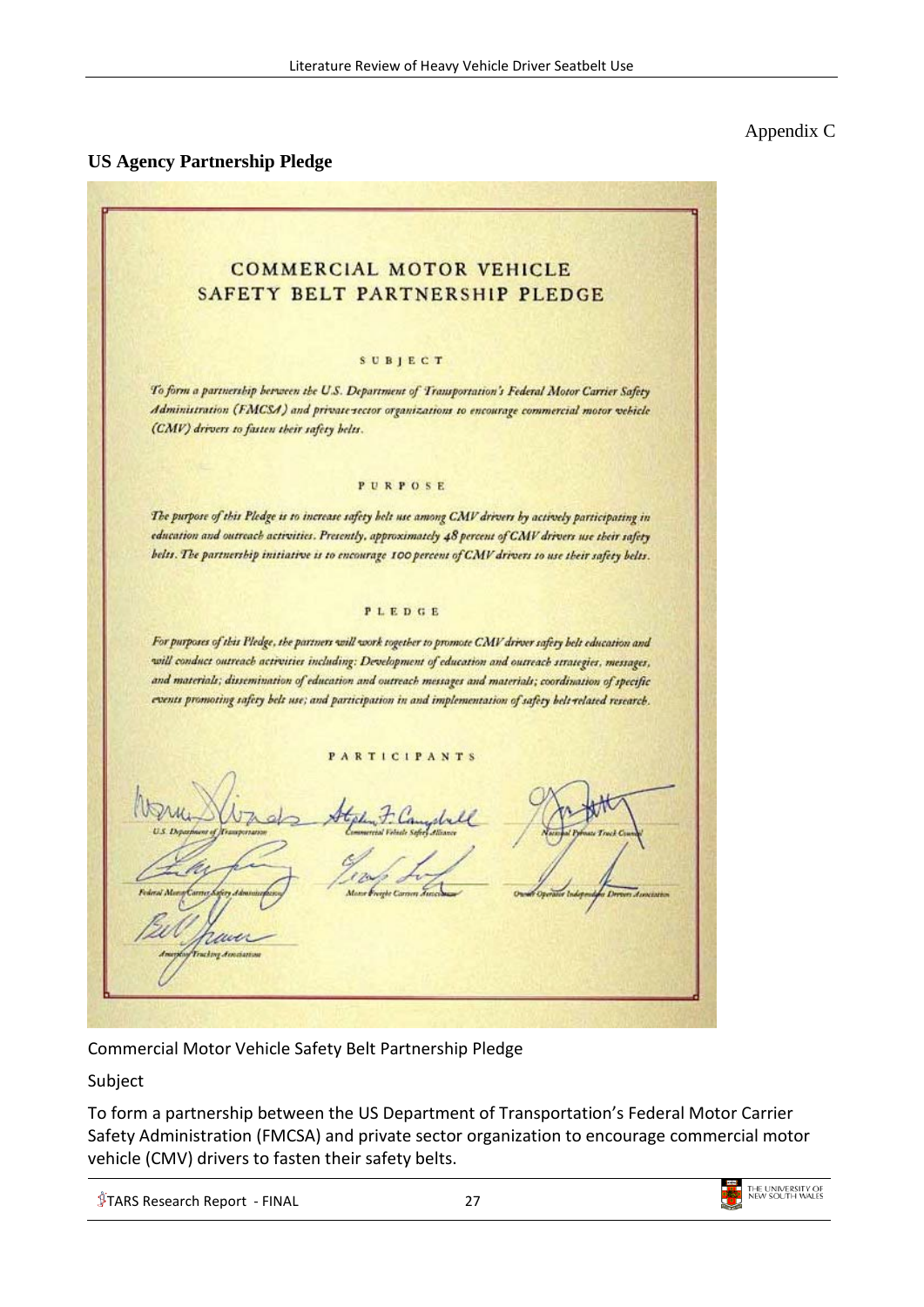Appendix C

## US Agency Partnership Pledge

# COMMERCIAL MOTOR VEHICLE SAFETY BELT PARTNERSHIP PLEDGE

SUBJECT

*To form a partnership between the U.S. Department of Transportation's Federal Motor Carrier Safety Administration (FMCSA) and private-sector organizations to encourage commercial motor vehicle (CMV) drivers to fasten their safety belts.*

PURPOSE

*The purpose of this Pledge is to increase safety belt use among CMV drivers by actively participating in education and outreach activities. Presently, approximately 48 percent of CMV drivers use their safety belts. The partnership initiative is to encourage 100 percent of CMV drivers to use their safety belts.*

PLEDGE

*For purposes of this Pledge, the partners will work together to promote CMV driver safety belt education and will conduct outreach activities including: Development of education and outreach strategies, messages, and materials; dissemination of education and outreach messages and materials; coordination of specific events promoting safety belt use; and participation in and implementation of safety belt-related research.*

PARTICIPANTS

U.S. Department of Transportation — Commercial Vehicle Safety Alliance — National Private Truck Council

Federal Motor Carrier Safety Administration — Motor Freight Carriers Association — Owner Operator Independent Drivers Association

American Trucking Association

Commercial Motor Vehicle Safety Belt Partnership Pledge

Subject

To form a partnership between the US Department of Transportation's Federal Motor Carrier Safety Administration (FMCSA) and private sector organization to encourage commercial motor vehicle (CMV) drivers to fasten their safety belts.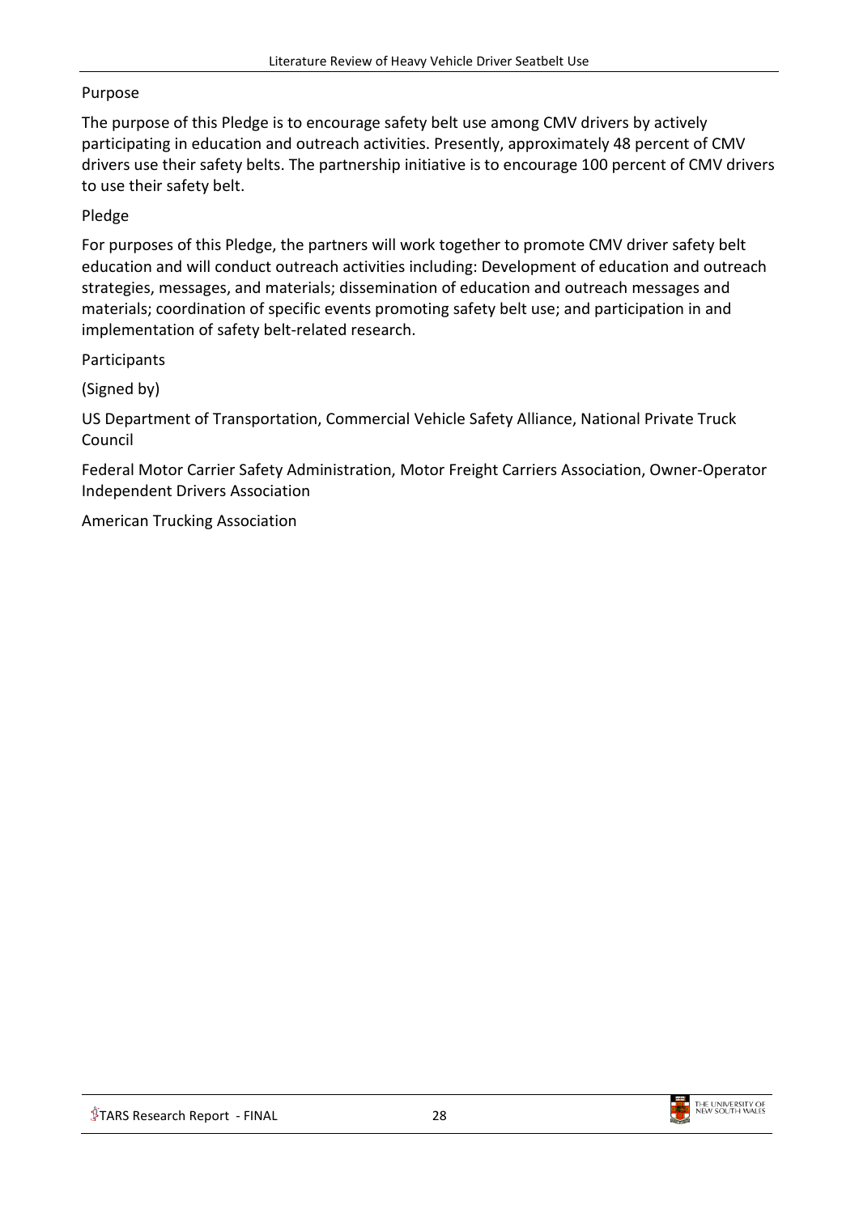Purpose

The purpose of this Pledge is to encourage safety belt use among CMV drivers by actively participating in education and outreach activities. Presently, approximately 48 percent of CMV drivers use their safety belts. The partnership initiative is to encourage 100 percent of CMV drivers to use their safety belt.

Pledge

For purposes of this Pledge, the partners will work together to promote CMV driver safety belt education and will conduct outreach activities including: Development of education and outreach strategies, messages, and materials; dissemination of education and outreach messages and materials; coordination of specific events promoting safety belt use; and participation in and implementation of safety belt-related research.

Participants

(Signed by)

US Department of Transportation, Commercial Vehicle Safety Alliance, National Private Truck Council

Federal Motor Carrier Safety Administration, Motor Freight Carriers Association, Owner-Operator Independent Drivers Association

American Trucking Association